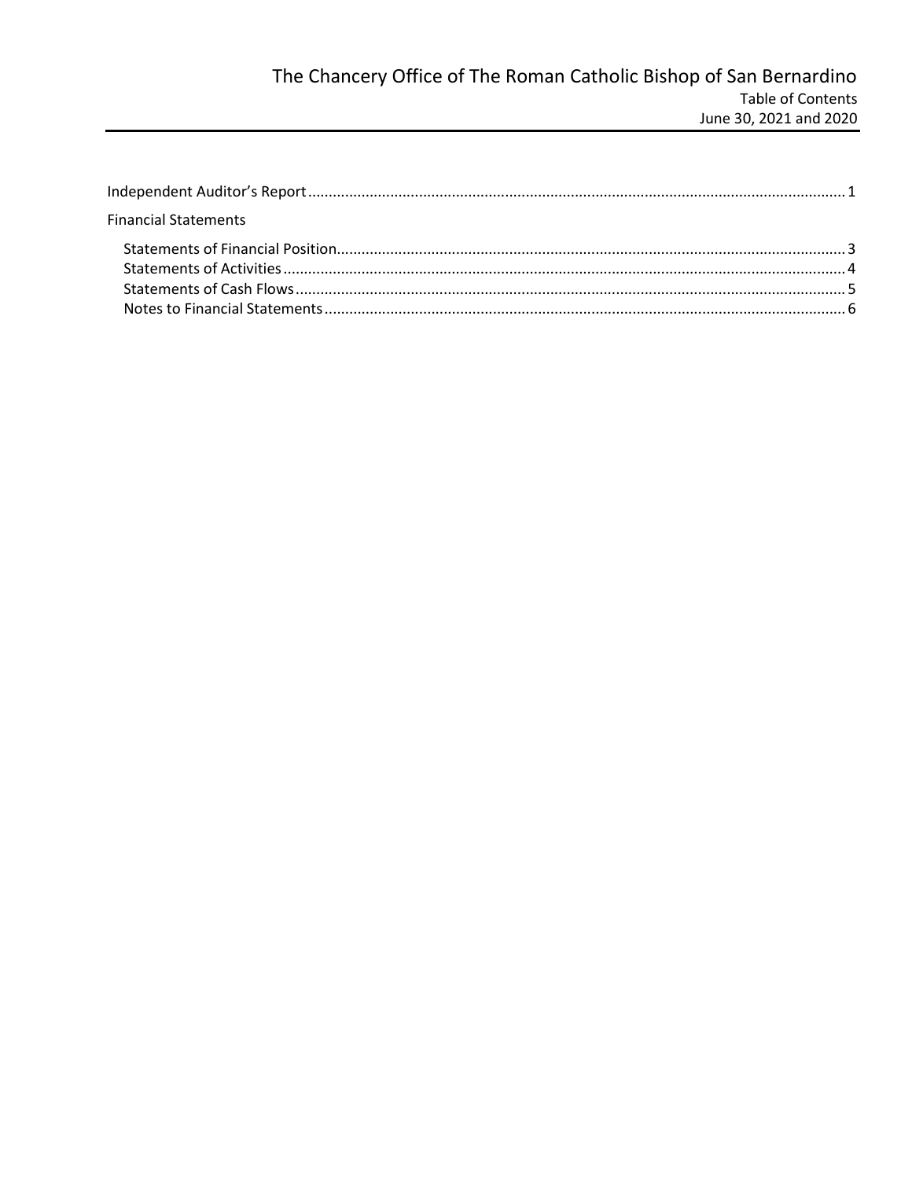# The Chancery Office of The Roman Catholic Bishop of San Bernardino

Table of Contents

June 30, 2021 and 2020

Independent Auditor's Report .................................................................................................................................. 1

Financial Statements

- Statements of Financial Position.......................................................................................................................... 3
- Statements of Activities ........................................................................................................................................ 4
- Statements of Cash Flows .................................................................................................................................... 5
- Notes to Financial Statements ............................................................................................................................. 6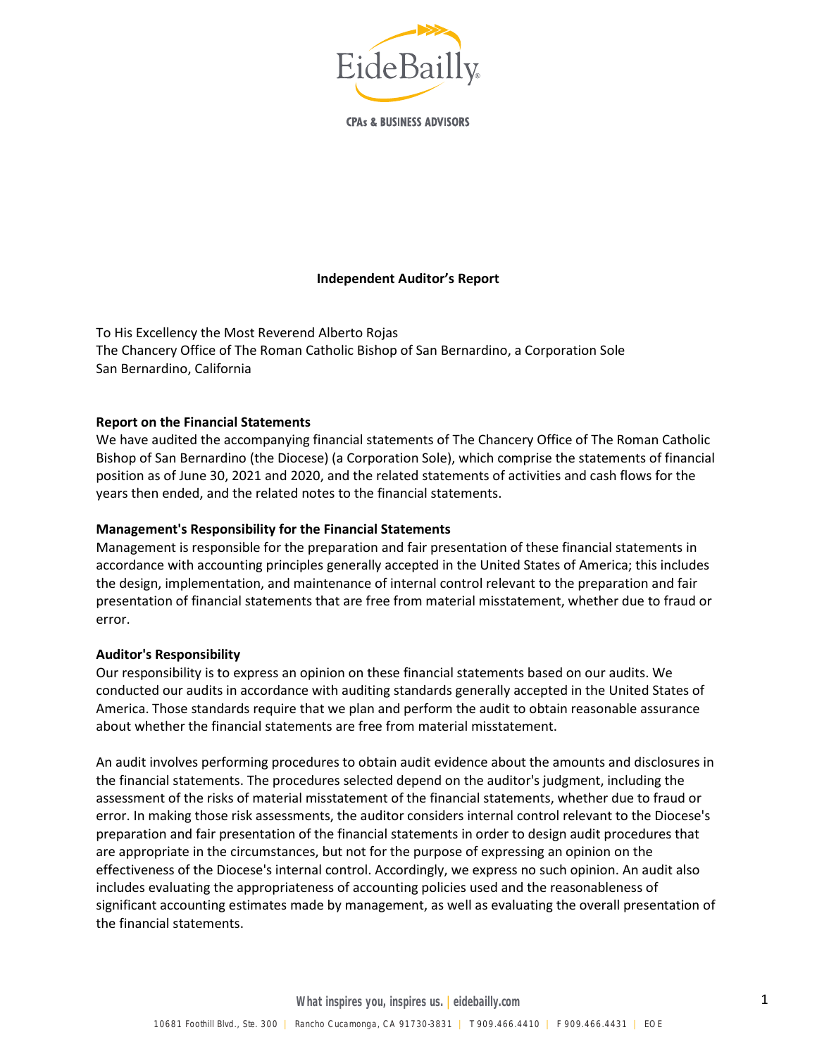## Independent Auditor's Report

To His Excellency the Most Reverend Alberto Rojas
The Chancery Office of The Roman Catholic Bishop of San Bernardino, a Corporation Sole
San Bernardino, California

**Report on the Financial Statements**

We have audited the accompanying financial statements of The Chancery Office of The Roman Catholic Bishop of San Bernardino (the Diocese) (a Corporation Sole), which comprise the statements of financial position as of June 30, 2021 and 2020, and the related statements of activities and cash flows for the years then ended, and the related notes to the financial statements.

**Management's Responsibility for the Financial Statements**

Management is responsible for the preparation and fair presentation of these financial statements in accordance with accounting principles generally accepted in the United States of America; this includes the design, implementation, and maintenance of internal control relevant to the preparation and fair presentation of financial statements that are free from material misstatement, whether due to fraud or error.

**Auditor's Responsibility**

Our responsibility is to express an opinion on these financial statements based on our audits. We conducted our audits in accordance with auditing standards generally accepted in the United States of America. Those standards require that we plan and perform the audit to obtain reasonable assurance about whether the financial statements are free from material misstatement.

An audit involves performing procedures to obtain audit evidence about the amounts and disclosures in the financial statements. The procedures selected depend on the auditor's judgment, including the assessment of the risks of material misstatement of the financial statements, whether due to fraud or error. In making those risk assessments, the auditor considers internal control relevant to the Diocese's preparation and fair presentation of the financial statements in order to design audit procedures that are appropriate in the circumstances, but not for the purpose of expressing an opinion on the effectiveness of the Diocese's internal control. Accordingly, we express no such opinion. An audit also includes evaluating the appropriateness of accounting policies used and the reasonableness of significant accounting estimates made by management, as well as evaluating the overall presentation of the financial statements.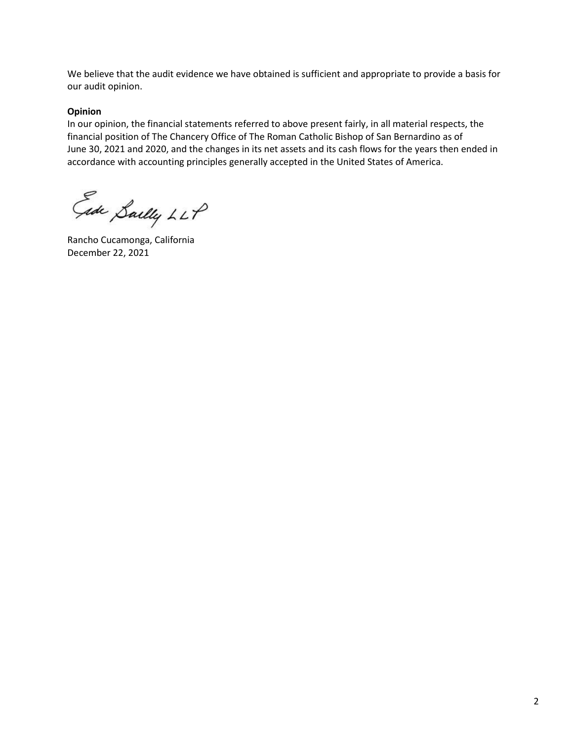We believe that the audit evidence we have obtained is sufficient and appropriate to provide a basis for our audit opinion.

**Opinion**

In our opinion, the financial statements referred to above present fairly, in all material respects, the financial position of The Chancery Office of The Roman Catholic Bishop of San Bernardino as of June 30, 2021 and 2020, and the changes in its net assets and its cash flows for the years then ended in accordance with accounting principles generally accepted in the United States of America.

Eide Bailly LLP

Rancho Cucamonga, California
December 22, 2021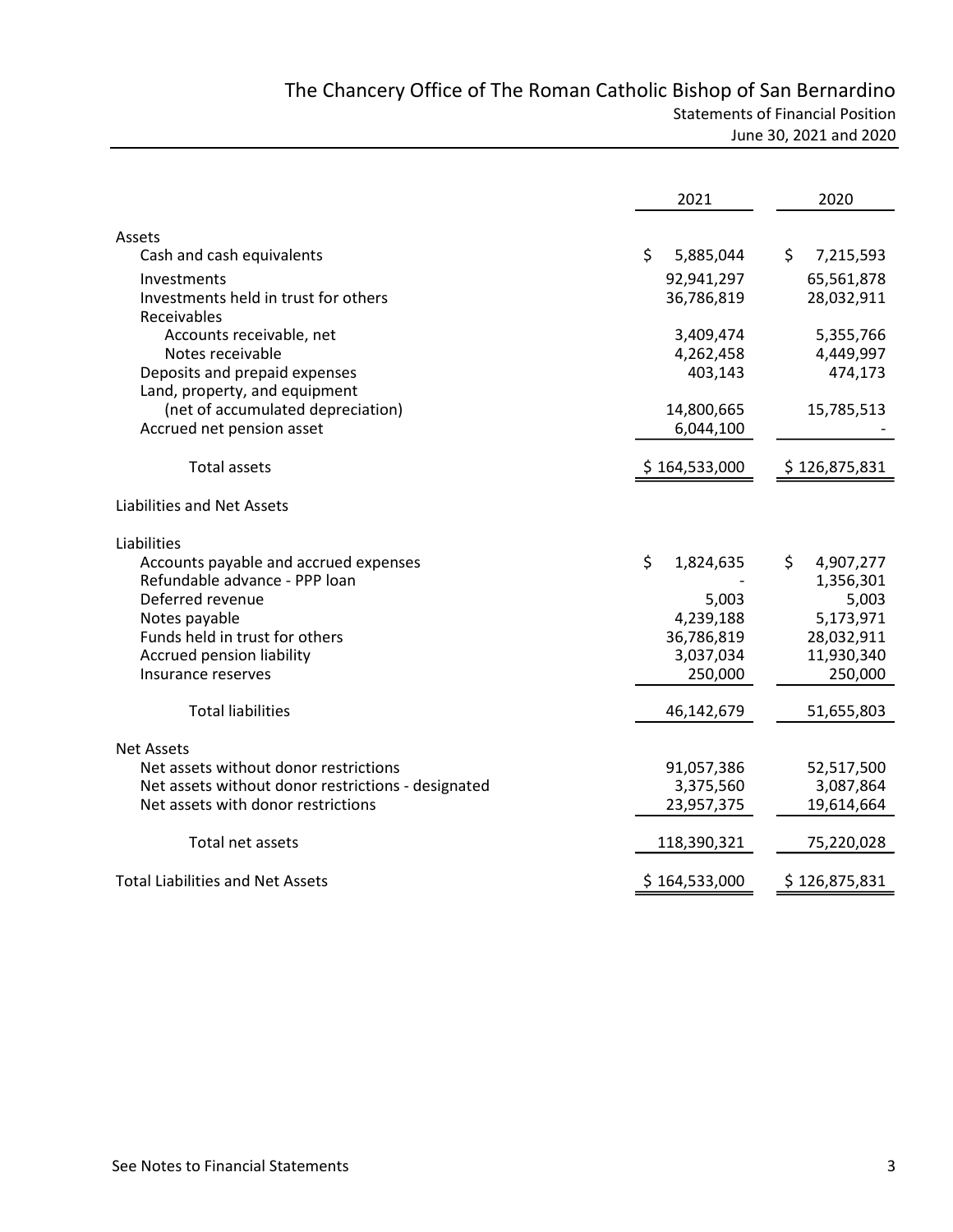# The Chancery Office of The Roman Catholic Bishop of San Bernardino

## Statements of Financial Position

### June 30, 2021 and 2020

| | 2021 | 2020 |
|---|---|---|
| **Assets** | | |
| Cash and cash equivalents | $ 5,885,044 | $ 7,215,593 |
| Investments | 92,941,297 | 65,561,878 |
| Investments held in trust for others | 36,786,819 | 28,032,911 |
| Receivables | | |
| Accounts receivable, net | 3,409,474 | 5,355,766 |
| Notes receivable | 4,262,458 | 4,449,997 |
| Deposits and prepaid expenses | 403,143 | 474,173 |
| Land, property, and equipment (net of accumulated depreciation) | 14,800,665 | 15,785,513 |
| Accrued net pension asset | 6,044,100 | - |
| Total assets | $ 164,533,000 | $ 126,875,831 |
| **Liabilities and Net Assets** | | |
| **Liabilities** | | |
| Accounts payable and accrued expenses | $ 1,824,635 | $ 4,907,277 |
| Refundable advance - PPP loan | - | 1,356,301 |
| Deferred revenue | 5,003 | 5,003 |
| Notes payable | 4,239,188 | 5,173,971 |
| Funds held in trust for others | 36,786,819 | 28,032,911 |
| Accrued pension liability | 3,037,034 | 11,930,340 |
| Insurance reserves | 250,000 | 250,000 |
| Total liabilities | 46,142,679 | 51,655,803 |
| **Net Assets** | | |
| Net assets without donor restrictions | 91,057,386 | 52,517,500 |
| Net assets without donor restrictions - designated | 3,375,560 | 3,087,864 |
| Net assets with donor restrictions | 23,957,375 | 19,614,664 |
| Total net assets | 118,390,321 | 75,220,028 |
| Total Liabilities and Net Assets | $ 164,533,000 | $ 126,875,831 |

See Notes to Financial Statements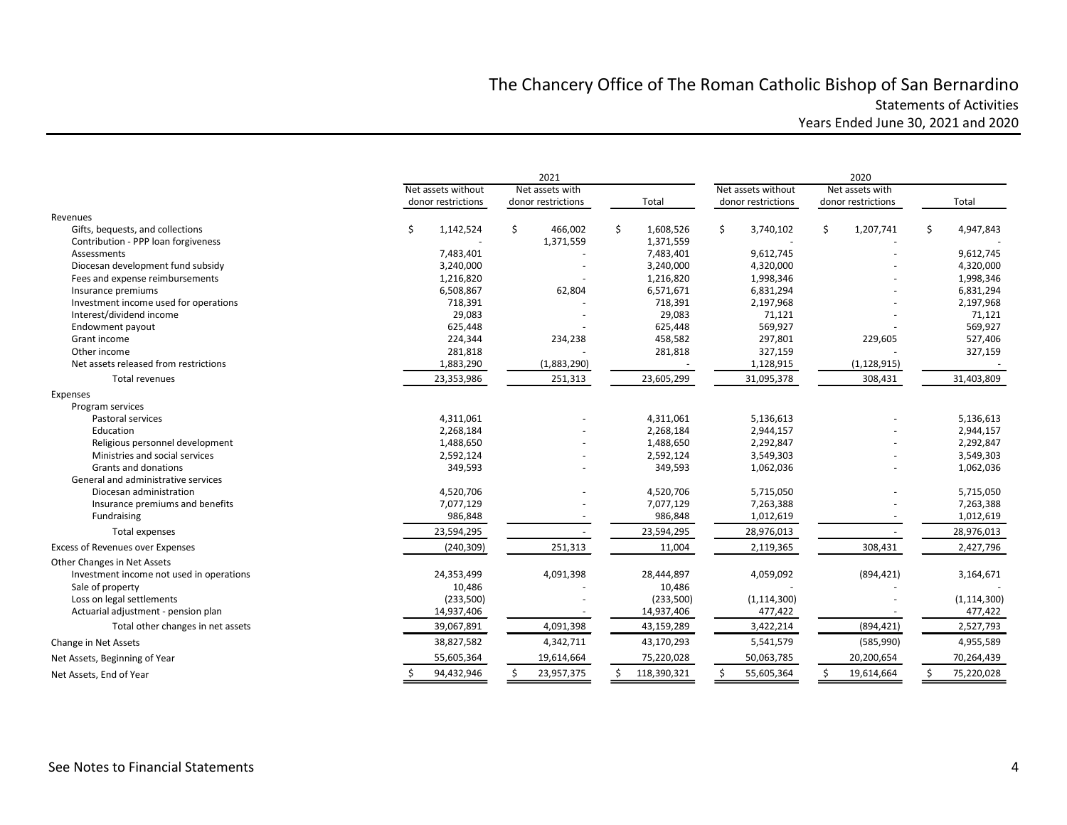# The Chancery Office of The Roman Catholic Bishop of San Bernardino

## Statements of Activities

## Years Ended June 30, 2021 and 2020

| | 2021 | | | 2020 | | |
|---|---|---|---|---|---|---|
| | Net assets without donor restrictions | Net assets with donor restrictions | Total | Net assets without donor restrictions | Net assets with donor restrictions | Total |
| **Revenues** | | | | | | |
| Gifts, bequests, and collections | $ 1,142,524 | $ 466,002 | $ 1,608,526 | $ 3,740,102 | $ 1,207,741 | $ 4,947,843 |
| Contribution - PPP loan forgiveness | - | 1,371,559 | 1,371,559 | - | - | - |
| Assessments | 7,483,401 | - | 7,483,401 | 9,612,745 | - | 9,612,745 |
| Diocesan development fund subsidy | 3,240,000 | - | 3,240,000 | 4,320,000 | - | 4,320,000 |
| Fees and expense reimbursements | 1,216,820 | - | 1,216,820 | 1,998,346 | - | 1,998,346 |
| Insurance premiums | 6,508,867 | 62,804 | 6,571,671 | 6,831,294 | - | 6,831,294 |
| Investment income used for operations | 718,391 | - | 718,391 | 2,197,968 | - | 2,197,968 |
| Interest/dividend income | 29,083 | - | 29,083 | 71,121 | - | 71,121 |
| Endowment payout | 625,448 | - | 625,448 | 569,927 | - | 569,927 |
| Grant income | 224,344 | 234,238 | 458,582 | 297,801 | 229,605 | 527,406 |
| Other income | 281,818 | - | 281,818 | 327,159 | - | 327,159 |
| Net assets released from restrictions | 1,883,290 | (1,883,290) | - | 1,128,915 | (1,128,915) | - |
| Total revenues | 23,353,986 | 251,313 | 23,605,299 | 31,095,378 | 308,431 | 31,403,809 |
| **Expenses** | | | | | | |
| Program services | | | | | | |
| Pastoral services | 4,311,061 | - | 4,311,061 | 5,136,613 | - | 5,136,613 |
| Education | 2,268,184 | - | 2,268,184 | 2,944,157 | - | 2,944,157 |
| Religious personnel development | 1,488,650 | - | 1,488,650 | 2,292,847 | - | 2,292,847 |
| Ministries and social services | 2,592,124 | - | 2,592,124 | 3,549,303 | - | 3,549,303 |
| Grants and donations | 349,593 | - | 349,593 | 1,062,036 | - | 1,062,036 |
| General and administrative services | | | | | | |
| Diocesan administration | 4,520,706 | - | 4,520,706 | 5,715,050 | - | 5,715,050 |
| Insurance premiums and benefits | 7,077,129 | - | 7,077,129 | 7,263,388 | - | 7,263,388 |
| Fundraising | 986,848 | - | 986,848 | 1,012,619 | - | 1,012,619 |
| Total expenses | 23,594,295 | - | 23,594,295 | 28,976,013 | - | 28,976,013 |
| Excess of Revenues over Expenses | (240,309) | 251,313 | 11,004 | 2,119,365 | 308,431 | 2,427,796 |
| **Other Changes in Net Assets** | | | | | | |
| Investment income not used in operations | 24,353,499 | 4,091,398 | 28,444,897 | 4,059,092 | (894,421) | 3,164,671 |
| Sale of property | 10,486 | - | 10,486 | - | - | - |
| Loss on legal settlements | (233,500) | - | (233,500) | (1,114,300) | - | (1,114,300) |
| Actuarial adjustment - pension plan | 14,937,406 | - | 14,937,406 | 477,422 | - | 477,422 |
| Total other changes in net assets | 39,067,891 | 4,091,398 | 43,159,289 | 3,422,214 | (894,421) | 2,527,793 |
| Change in Net Assets | 38,827,582 | 4,342,711 | 43,170,293 | 5,541,579 | (585,990) | 4,955,589 |
| Net Assets, Beginning of Year | 55,605,364 | 19,614,664 | 75,220,028 | 50,063,785 | 20,200,654 | 70,264,439 |
| Net Assets, End of Year | $ 94,432,946 | $ 23,957,375 | $ 118,390,321 | $ 55,605,364 | $ 19,614,664 | $ 75,220,028 |

See Notes to Financial Statements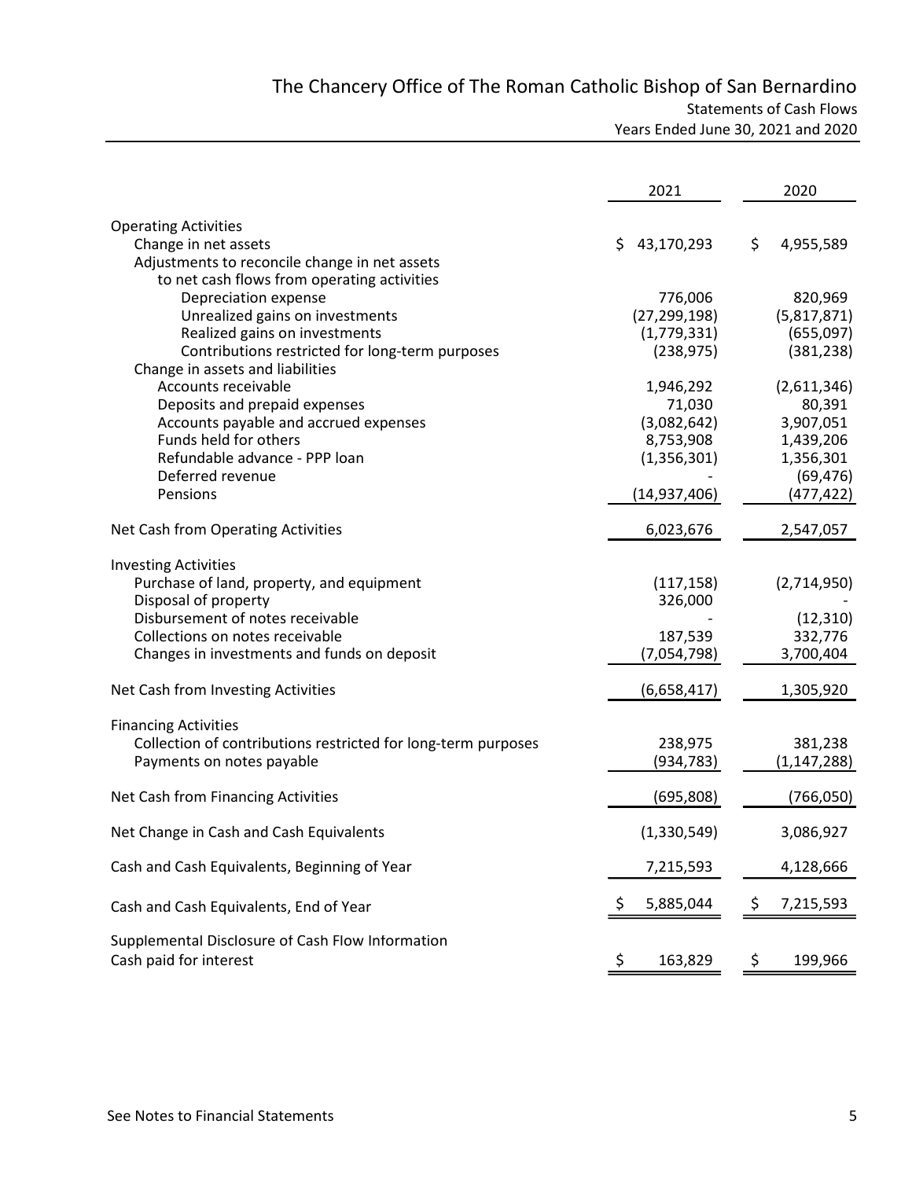# The Chancery Office of The Roman Catholic Bishop of San Bernardino

## Statements of Cash Flows

### Years Ended June 30, 2021 and 2020

| | 2021 | 2020 |
|---|---|---|
| **Operating Activities** | | |
| Change in net assets | $ 43,170,293 | $ 4,955,589 |
| Adjustments to reconcile change in net assets to net cash flows from operating activities | | |
| Depreciation expense | 776,006 | 820,969 |
| Unrealized gains on investments | (27,299,198) | (5,817,871) |
| Realized gains on investments | (1,779,331) | (655,097) |
| Contributions restricted for long-term purposes | (238,975) | (381,238) |
| Change in assets and liabilities | | |
| Accounts receivable | 1,946,292 | (2,611,346) |
| Deposits and prepaid expenses | 71,030 | 80,391 |
| Accounts payable and accrued expenses | (3,082,642) | 3,907,051 |
| Funds held for others | 8,753,908 | 1,439,206 |
| Refundable advance - PPP loan | (1,356,301) | 1,356,301 |
| Deferred revenue | - | (69,476) |
| Pensions | (14,937,406) | (477,422) |
| Net Cash from Operating Activities | 6,023,676 | 2,547,057 |
| **Investing Activities** | | |
| Purchase of land, property, and equipment | (117,158) | (2,714,950) |
| Disposal of property | 326,000 | - |
| Disbursement of notes receivable | - | (12,310) |
| Collections on notes receivable | 187,539 | 332,776 |
| Changes in investments and funds on deposit | (7,054,798) | 3,700,404 |
| Net Cash from Investing Activities | (6,658,417) | 1,305,920 |
| **Financing Activities** | | |
| Collection of contributions restricted for long-term purposes | 238,975 | 381,238 |
| Payments on notes payable | (934,783) | (1,147,288) |
| Net Cash from Financing Activities | (695,808) | (766,050) |
| Net Change in Cash and Cash Equivalents | (1,330,549) | 3,086,927 |
| Cash and Cash Equivalents, Beginning of Year | 7,215,593 | 4,128,666 |
| Cash and Cash Equivalents, End of Year | $ 5,885,044 | $ 7,215,593 |
| Supplemental Disclosure of Cash Flow Information | | |
| Cash paid for interest | $ 163,829 | $ 199,966 |

See Notes to Financial Statements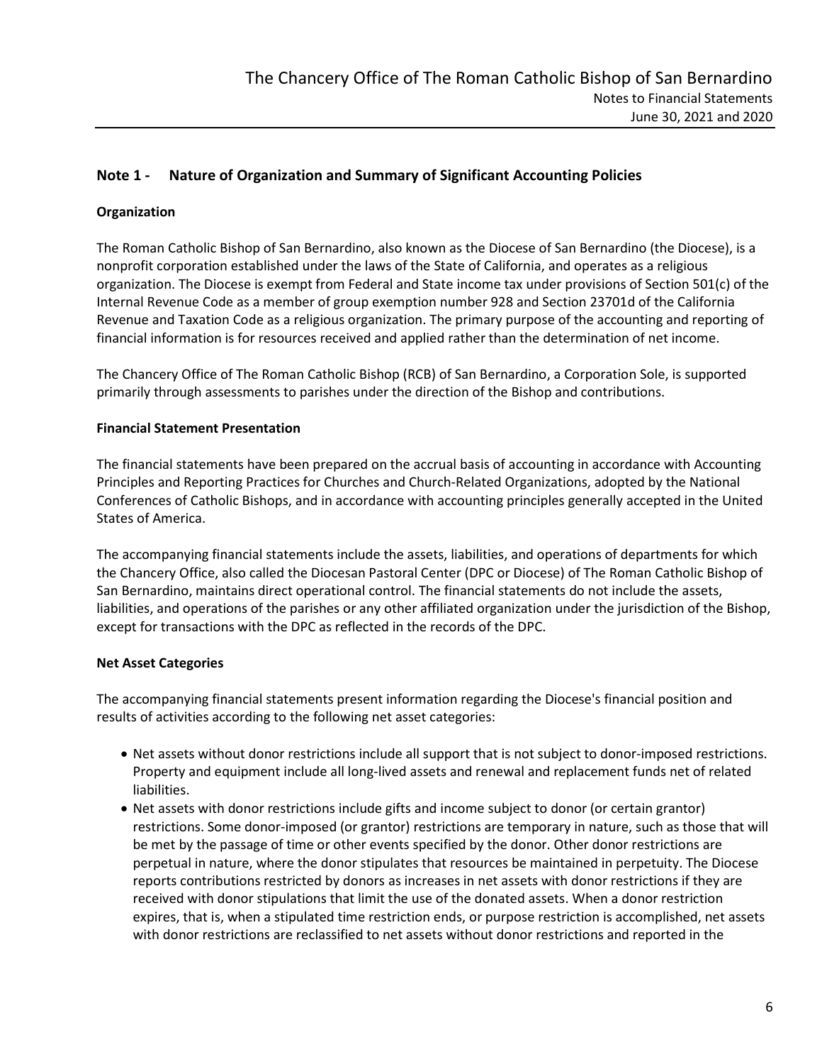## Note 1 - Nature of Organization and Summary of Significant Accounting Policies

### Organization

The Roman Catholic Bishop of San Bernardino, also known as the Diocese of San Bernardino (the Diocese), is a nonprofit corporation established under the laws of the State of California, and operates as a religious organization. The Diocese is exempt from Federal and State income tax under provisions of Section 501(c) of the Internal Revenue Code as a member of group exemption number 928 and Section 23701d of the California Revenue and Taxation Code as a religious organization. The primary purpose of the accounting and reporting of financial information is for resources received and applied rather than the determination of net income.

The Chancery Office of The Roman Catholic Bishop (RCB) of San Bernardino, a Corporation Sole, is supported primarily through assessments to parishes under the direction of the Bishop and contributions.

### Financial Statement Presentation

The financial statements have been prepared on the accrual basis of accounting in accordance with Accounting Principles and Reporting Practices for Churches and Church-Related Organizations, adopted by the National Conferences of Catholic Bishops, and in accordance with accounting principles generally accepted in the United States of America.

The accompanying financial statements include the assets, liabilities, and operations of departments for which the Chancery Office, also called the Diocesan Pastoral Center (DPC or Diocese) of The Roman Catholic Bishop of San Bernardino, maintains direct operational control. The financial statements do not include the assets, liabilities, and operations of the parishes or any other affiliated organization under the jurisdiction of the Bishop, except for transactions with the DPC as reflected in the records of the DPC.

### Net Asset Categories

The accompanying financial statements present information regarding the Diocese's financial position and results of activities according to the following net asset categories:

- Net assets without donor restrictions include all support that is not subject to donor-imposed restrictions. Property and equipment include all long-lived assets and renewal and replacement funds net of related liabilities.
- Net assets with donor restrictions include gifts and income subject to donor (or certain grantor) restrictions. Some donor-imposed (or grantor) restrictions are temporary in nature, such as those that will be met by the passage of time or other events specified by the donor. Other donor restrictions are perpetual in nature, where the donor stipulates that resources be maintained in perpetuity. The Diocese reports contributions restricted by donors as increases in net assets with donor restrictions if they are received with donor stipulations that limit the use of the donated assets. When a donor restriction expires, that is, when a stipulated time restriction ends, or purpose restriction is accomplished, net assets with donor restrictions are reclassified to net assets without donor restrictions and reported in the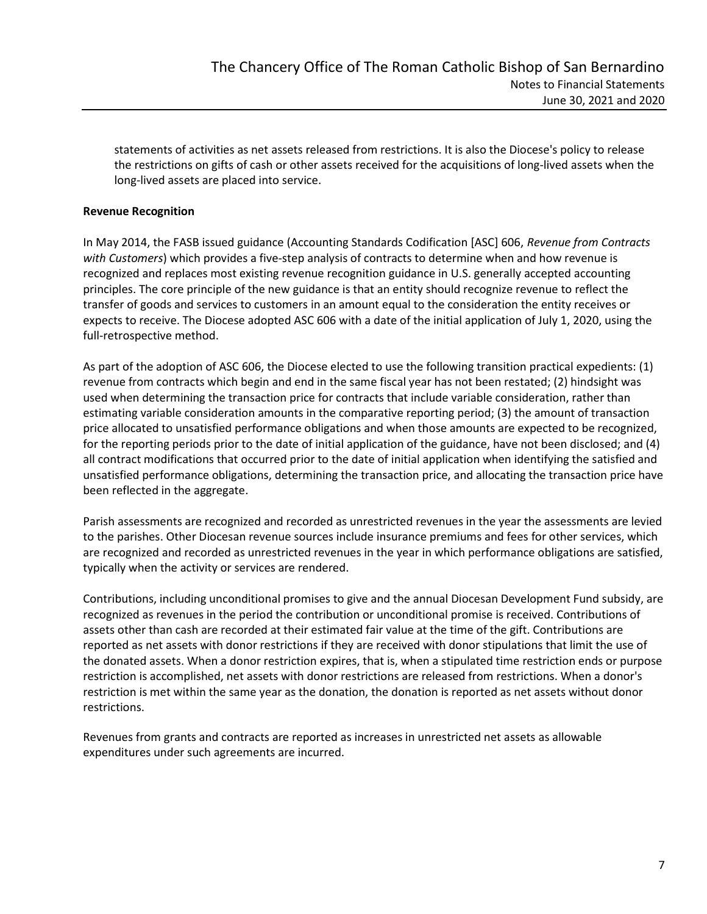statements of activities as net assets released from restrictions. It is also the Diocese's policy to release the restrictions on gifts of cash or other assets received for the acquisitions of long-lived assets when the long-lived assets are placed into service.

**Revenue Recognition**

In May 2014, the FASB issued guidance (Accounting Standards Codification [ASC] 606, *Revenue from Contracts with Customers*) which provides a five-step analysis of contracts to determine when and how revenue is recognized and replaces most existing revenue recognition guidance in U.S. generally accepted accounting principles. The core principle of the new guidance is that an entity should recognize revenue to reflect the transfer of goods and services to customers in an amount equal to the consideration the entity receives or expects to receive. The Diocese adopted ASC 606 with a date of the initial application of July 1, 2020, using the full-retrospective method.

As part of the adoption of ASC 606, the Diocese elected to use the following transition practical expedients: (1) revenue from contracts which begin and end in the same fiscal year has not been restated; (2) hindsight was used when determining the transaction price for contracts that include variable consideration, rather than estimating variable consideration amounts in the comparative reporting period; (3) the amount of transaction price allocated to unsatisfied performance obligations and when those amounts are expected to be recognized, for the reporting periods prior to the date of initial application of the guidance, have not been disclosed; and (4) all contract modifications that occurred prior to the date of initial application when identifying the satisfied and unsatisfied performance obligations, determining the transaction price, and allocating the transaction price have been reflected in the aggregate.

Parish assessments are recognized and recorded as unrestricted revenues in the year the assessments are levied to the parishes. Other Diocesan revenue sources include insurance premiums and fees for other services, which are recognized and recorded as unrestricted revenues in the year in which performance obligations are satisfied, typically when the activity or services are rendered.

Contributions, including unconditional promises to give and the annual Diocesan Development Fund subsidy, are recognized as revenues in the period the contribution or unconditional promise is received. Contributions of assets other than cash are recorded at their estimated fair value at the time of the gift. Contributions are reported as net assets with donor restrictions if they are received with donor stipulations that limit the use of the donated assets. When a donor restriction expires, that is, when a stipulated time restriction ends or purpose restriction is accomplished, net assets with donor restrictions are released from restrictions. When a donor's restriction is met within the same year as the donation, the donation is reported as net assets without donor restrictions.

Revenues from grants and contracts are reported as increases in unrestricted net assets as allowable expenditures under such agreements are incurred.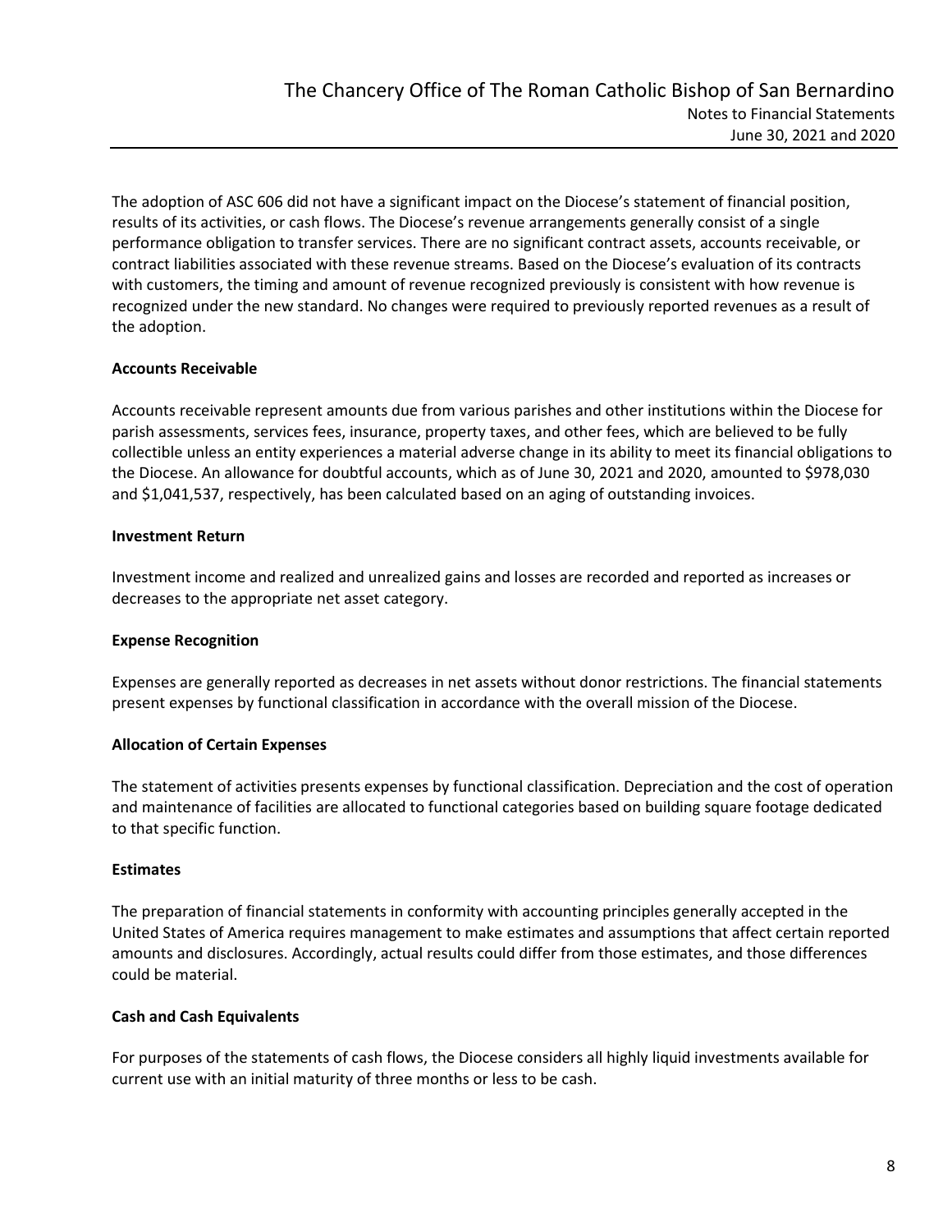The adoption of ASC 606 did not have a significant impact on the Diocese's statement of financial position, results of its activities, or cash flows. The Diocese's revenue arrangements generally consist of a single performance obligation to transfer services. There are no significant contract assets, accounts receivable, or contract liabilities associated with these revenue streams. Based on the Diocese's evaluation of its contracts with customers, the timing and amount of revenue recognized previously is consistent with how revenue is recognized under the new standard. No changes were required to previously reported revenues as a result of the adoption.

**Accounts Receivable**

Accounts receivable represent amounts due from various parishes and other institutions within the Diocese for parish assessments, services fees, insurance, property taxes, and other fees, which are believed to be fully collectible unless an entity experiences a material adverse change in its ability to meet its financial obligations to the Diocese. An allowance for doubtful accounts, which as of June 30, 2021 and 2020, amounted to $978,030 and $1,041,537, respectively, has been calculated based on an aging of outstanding invoices.

**Investment Return**

Investment income and realized and unrealized gains and losses are recorded and reported as increases or decreases to the appropriate net asset category.

**Expense Recognition**

Expenses are generally reported as decreases in net assets without donor restrictions. The financial statements present expenses by functional classification in accordance with the overall mission of the Diocese.

**Allocation of Certain Expenses**

The statement of activities presents expenses by functional classification. Depreciation and the cost of operation and maintenance of facilities are allocated to functional categories based on building square footage dedicated to that specific function.

**Estimates**

The preparation of financial statements in conformity with accounting principles generally accepted in the United States of America requires management to make estimates and assumptions that affect certain reported amounts and disclosures. Accordingly, actual results could differ from those estimates, and those differences could be material.

**Cash and Cash Equivalents**

For purposes of the statements of cash flows, the Diocese considers all highly liquid investments available for current use with an initial maturity of three months or less to be cash.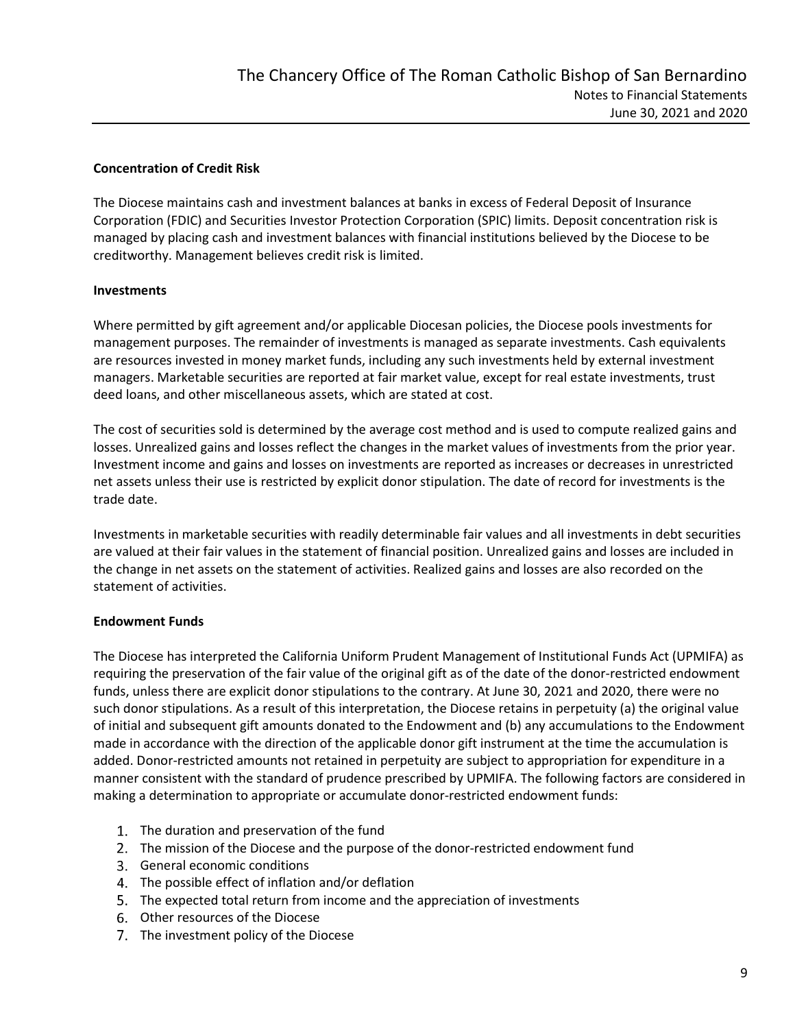### Concentration of Credit Risk

The Diocese maintains cash and investment balances at banks in excess of Federal Deposit of Insurance Corporation (FDIC) and Securities Investor Protection Corporation (SPIC) limits. Deposit concentration risk is managed by placing cash and investment balances with financial institutions believed by the Diocese to be creditworthy. Management believes credit risk is limited.

### Investments

Where permitted by gift agreement and/or applicable Diocesan policies, the Diocese pools investments for management purposes. The remainder of investments is managed as separate investments. Cash equivalents are resources invested in money market funds, including any such investments held by external investment managers. Marketable securities are reported at fair market value, except for real estate investments, trust deed loans, and other miscellaneous assets, which are stated at cost.

The cost of securities sold is determined by the average cost method and is used to compute realized gains and losses. Unrealized gains and losses reflect the changes in the market values of investments from the prior year. Investment income and gains and losses on investments are reported as increases or decreases in unrestricted net assets unless their use is restricted by explicit donor stipulation. The date of record for investments is the trade date.

Investments in marketable securities with readily determinable fair values and all investments in debt securities are valued at their fair values in the statement of financial position. Unrealized gains and losses are included in the change in net assets on the statement of activities. Realized gains and losses are also recorded on the statement of activities.

### Endowment Funds

The Diocese has interpreted the California Uniform Prudent Management of Institutional Funds Act (UPMIFA) as requiring the preservation of the fair value of the original gift as of the date of the donor-restricted endowment funds, unless there are explicit donor stipulations to the contrary. At June 30, 2021 and 2020, there were no such donor stipulations. As a result of this interpretation, the Diocese retains in perpetuity (a) the original value of initial and subsequent gift amounts donated to the Endowment and (b) any accumulations to the Endowment made in accordance with the direction of the applicable donor gift instrument at the time the accumulation is added. Donor-restricted amounts not retained in perpetuity are subject to appropriation for expenditure in a manner consistent with the standard of prudence prescribed by UPMIFA. The following factors are considered in making a determination to appropriate or accumulate donor-restricted endowment funds:

1. The duration and preservation of the fund
2. The mission of the Diocese and the purpose of the donor-restricted endowment fund
3. General economic conditions
4. The possible effect of inflation and/or deflation
5. The expected total return from income and the appreciation of investments
6. Other resources of the Diocese
7. The investment policy of the Diocese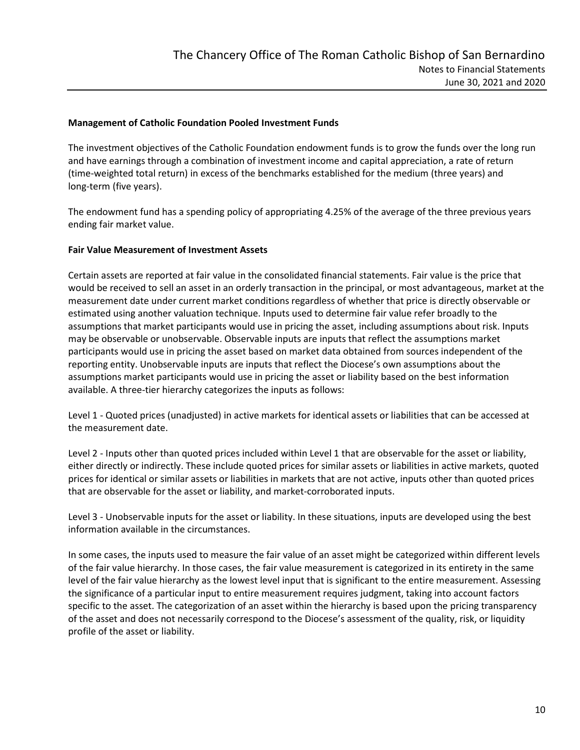**Management of Catholic Foundation Pooled Investment Funds**

The investment objectives of the Catholic Foundation endowment funds is to grow the funds over the long run and have earnings through a combination of investment income and capital appreciation, a rate of return (time-weighted total return) in excess of the benchmarks established for the medium (three years) and long-term (five years).

The endowment fund has a spending policy of appropriating 4.25% of the average of the three previous years ending fair market value.

**Fair Value Measurement of Investment Assets**

Certain assets are reported at fair value in the consolidated financial statements. Fair value is the price that would be received to sell an asset in an orderly transaction in the principal, or most advantageous, market at the measurement date under current market conditions regardless of whether that price is directly observable or estimated using another valuation technique. Inputs used to determine fair value refer broadly to the assumptions that market participants would use in pricing the asset, including assumptions about risk. Inputs may be observable or unobservable. Observable inputs are inputs that reflect the assumptions market participants would use in pricing the asset based on market data obtained from sources independent of the reporting entity. Unobservable inputs are inputs that reflect the Diocese's own assumptions about the assumptions market participants would use in pricing the asset or liability based on the best information available. A three-tier hierarchy categorizes the inputs as follows:

Level 1 - Quoted prices (unadjusted) in active markets for identical assets or liabilities that can be accessed at the measurement date.

Level 2 - Inputs other than quoted prices included within Level 1 that are observable for the asset or liability, either directly or indirectly. These include quoted prices for similar assets or liabilities in active markets, quoted prices for identical or similar assets or liabilities in markets that are not active, inputs other than quoted prices that are observable for the asset or liability, and market-corroborated inputs.

Level 3 - Unobservable inputs for the asset or liability. In these situations, inputs are developed using the best information available in the circumstances.

In some cases, the inputs used to measure the fair value of an asset might be categorized within different levels of the fair value hierarchy. In those cases, the fair value measurement is categorized in its entirety in the same level of the fair value hierarchy as the lowest level input that is significant to the entire measurement. Assessing the significance of a particular input to entire measurement requires judgment, taking into account factors specific to the asset. The categorization of an asset within the hierarchy is based upon the pricing transparency of the asset and does not necessarily correspond to the Diocese's assessment of the quality, risk, or liquidity profile of the asset or liability.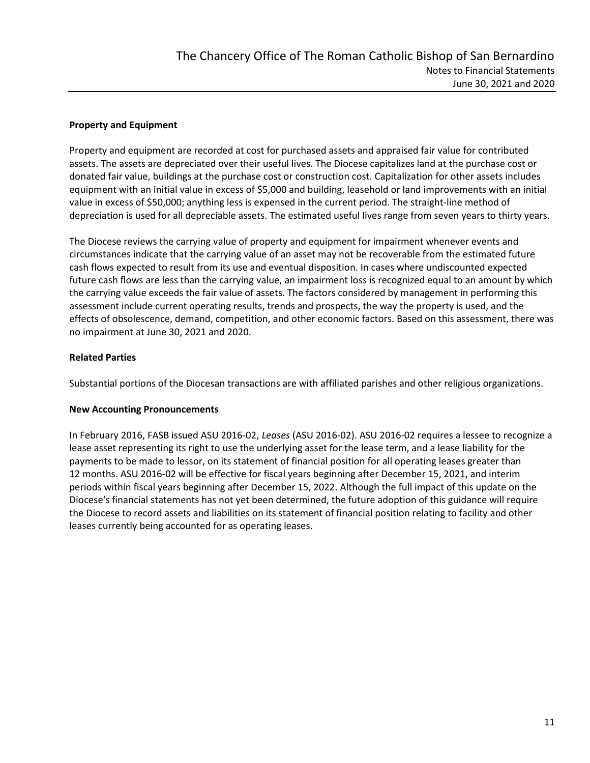### Property and Equipment

Property and equipment are recorded at cost for purchased assets and appraised fair value for contributed assets. The assets are depreciated over their useful lives. The Diocese capitalizes land at the purchase cost or donated fair value, buildings at the purchase cost or construction cost. Capitalization for other assets includes equipment with an initial value in excess of $5,000 and building, leasehold or land improvements with an initial value in excess of $50,000; anything less is expensed in the current period. The straight-line method of depreciation is used for all depreciable assets. The estimated useful lives range from seven years to thirty years.

The Diocese reviews the carrying value of property and equipment for impairment whenever events and circumstances indicate that the carrying value of an asset may not be recoverable from the estimated future cash flows expected to result from its use and eventual disposition. In cases where undiscounted expected future cash flows are less than the carrying value, an impairment loss is recognized equal to an amount by which the carrying value exceeds the fair value of assets. The factors considered by management in performing this assessment include current operating results, trends and prospects, the way the property is used, and the effects of obsolescence, demand, competition, and other economic factors. Based on this assessment, there was no impairment at June 30, 2021 and 2020.

### Related Parties

Substantial portions of the Diocesan transactions are with affiliated parishes and other religious organizations.

### New Accounting Pronouncements

In February 2016, FASB issued ASU 2016-02, *Leases* (ASU 2016-02). ASU 2016-02 requires a lessee to recognize a lease asset representing its right to use the underlying asset for the lease term, and a lease liability for the payments to be made to lessor, on its statement of financial position for all operating leases greater than 12 months. ASU 2016-02 will be effective for fiscal years beginning after December 15, 2021, and interim periods within fiscal years beginning after December 15, 2022. Although the full impact of this update on the Diocese's financial statements has not yet been determined, the future adoption of this guidance will require the Diocese to record assets and liabilities on its statement of financial position relating to facility and other leases currently being accounted for as operating leases.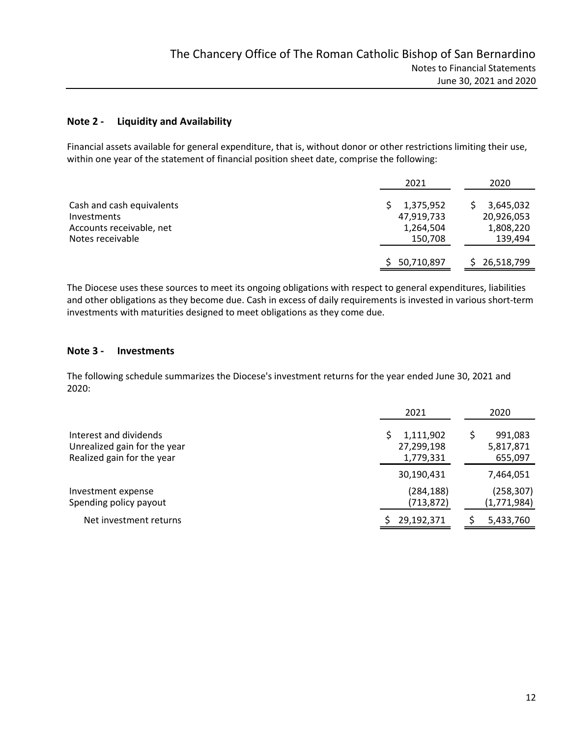## Note 2 - Liquidity and Availability

Financial assets available for general expenditure, that is, without donor or other restrictions limiting their use, within one year of the statement of financial position sheet date, comprise the following:

| | 2021 | 2020 |
|---|---|---|
| Cash and cash equivalents | $ 1,375,952 | $ 3,645,032 |
| Investments | 47,919,733 | 20,926,053 |
| Accounts receivable, net | 1,264,504 | 1,808,220 |
| Notes receivable | 150,708 | 139,494 |
| | $ 50,710,897 | $ 26,518,799 |

The Diocese uses these sources to meet its ongoing obligations with respect to general expenditures, liabilities and other obligations as they become due. Cash in excess of daily requirements is invested in various short-term investments with maturities designed to meet obligations as they come due.

## Note 3 - Investments

The following schedule summarizes the Diocese's investment returns for the year ended June 30, 2021 and 2020:

| | 2021 | 2020 |
|---|---|---|
| Interest and dividends | $ 1,111,902 | $ 991,083 |
| Unrealized gain for the year | 27,299,198 | 5,817,871 |
| Realized gain for the year | 1,779,331 | 655,097 |
| | 30,190,431 | 7,464,051 |
| Investment expense | (284,188) | (258,307) |
| Spending policy payout | (713,872) | (1,771,984) |
| Net investment returns | $ 29,192,371 | $ 5,433,760 |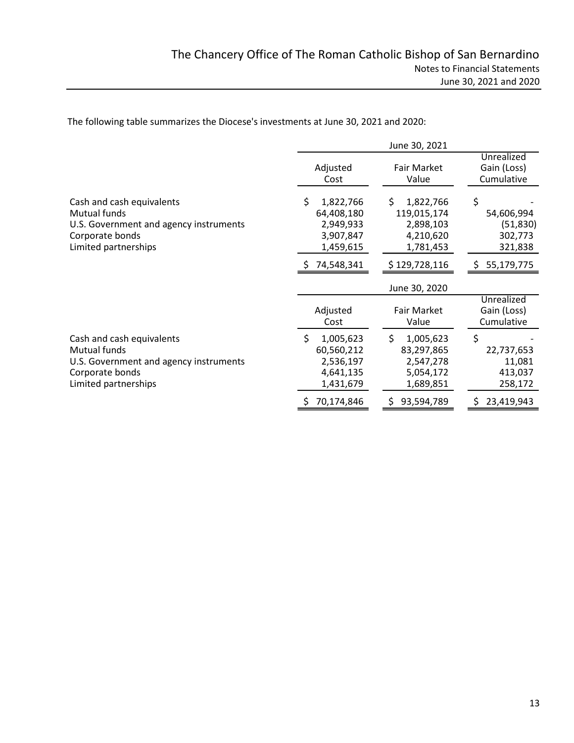The following table summarizes the Diocese's investments at June 30, 2021 and 2020:

| | June 30, 2021 | | |
|---|---|---|---|
| | Adjusted Cost | Fair Market Value | Unrealized Gain (Loss) Cumulative |
| Cash and cash equivalents | $ 1,822,766 | $ 1,822,766 | $ - |
| Mutual funds | 64,408,180 | 119,015,174 | 54,606,994 |
| U.S. Government and agency instruments | 2,949,933 | 2,898,103 | (51,830) |
| Corporate bonds | 3,907,847 | 4,210,620 | 302,773 |
| Limited partnerships | 1,459,615 | 1,781,453 | 321,838 |
| | $ 74,548,341 | $ 129,728,116 | $ 55,179,775 |

| | June 30, 2020 | | |
|---|---|---|---|
| | Adjusted Cost | Fair Market Value | Unrealized Gain (Loss) Cumulative |
| Cash and cash equivalents | $ 1,005,623 | $ 1,005,623 | $ - |
| Mutual funds | 60,560,212 | 83,297,865 | 22,737,653 |
| U.S. Government and agency instruments | 2,536,197 | 2,547,278 | 11,081 |
| Corporate bonds | 4,641,135 | 5,054,172 | 413,037 |
| Limited partnerships | 1,431,679 | 1,689,851 | 258,172 |
| | $ 70,174,846 | $ 93,594,789 | $ 23,419,943 |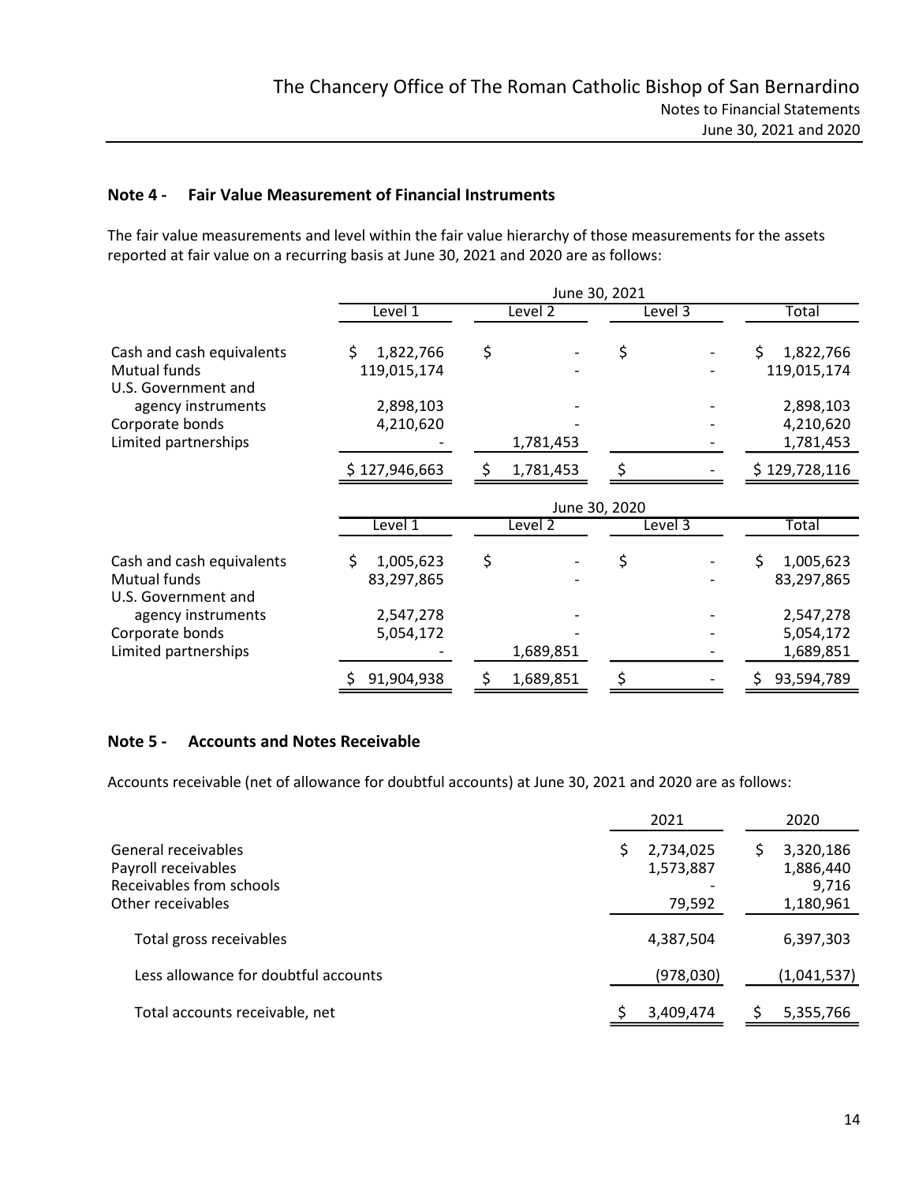## Note 4 - Fair Value Measurement of Financial Instruments

The fair value measurements and level within the fair value hierarchy of those measurements for the assets reported at fair value on a recurring basis at June 30, 2021 and 2020 are as follows:

| | June 30, 2021 | | | |
|---|---|---|---|---|
| | Level 1 | Level 2 | Level 3 | Total |
| Cash and cash equivalents | $ 1,822,766 | $ - | $ - | $ 1,822,766 |
| Mutual funds | 119,015,174 | - | - | 119,015,174 |
| U.S. Government and agency instruments | 2,898,103 | - | - | 2,898,103 |
| Corporate bonds | 4,210,620 | - | - | 4,210,620 |
| Limited partnerships | - | 1,781,453 | - | 1,781,453 |
| | $ 127,946,663 | $ 1,781,453 | $ - | $ 129,728,116 |

| | June 30, 2020 | | | |
|---|---|---|---|---|
| | Level 1 | Level 2 | Level 3 | Total |
| Cash and cash equivalents | $ 1,005,623 | $ - | $ - | $ 1,005,623 |
| Mutual funds | 83,297,865 | - | - | 83,297,865 |
| U.S. Government and agency instruments | 2,547,278 | - | - | 2,547,278 |
| Corporate bonds | 5,054,172 | - | - | 5,054,172 |
| Limited partnerships | - | 1,689,851 | - | 1,689,851 |
| | $ 91,904,938 | $ 1,689,851 | $ - | $ 93,594,789 |

## Note 5 - Accounts and Notes Receivable

Accounts receivable (net of allowance for doubtful accounts) at June 30, 2021 and 2020 are as follows:

| | 2021 | 2020 |
|---|---|---|
| General receivables | $ 2,734,025 | $ 3,320,186 |
| Payroll receivables | 1,573,887 | 1,886,440 |
| Receivables from schools | - | 9,716 |
| Other receivables | 79,592 | 1,180,961 |
| Total gross receivables | 4,387,504 | 6,397,303 |
| Less allowance for doubtful accounts | (978,030) | (1,041,537) |
| Total accounts receivable, net | $ 3,409,474 | $ 5,355,766 |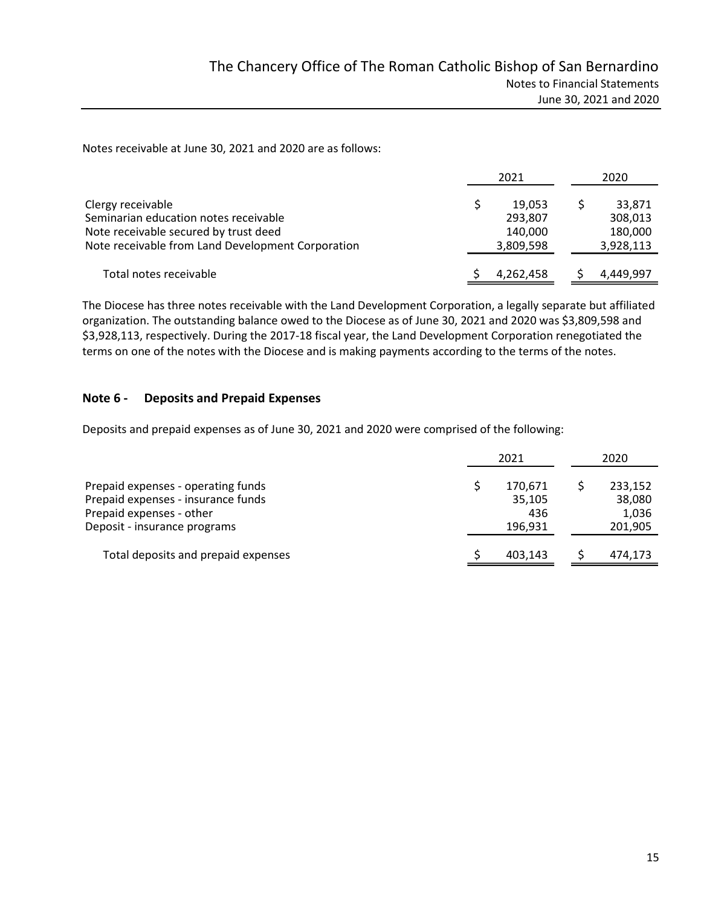Notes receivable at June 30, 2021 and 2020 are as follows:

| | 2021 | 2020 |
|---|---|---|
| Clergy receivable | $ 19,053 | $ 33,871 |
| Seminarian education notes receivable | 293,807 | 308,013 |
| Note receivable secured by trust deed | 140,000 | 180,000 |
| Note receivable from Land Development Corporation | 3,809,598 | 3,928,113 |
| Total notes receivable | $ 4,262,458 | $ 4,449,997 |

The Diocese has three notes receivable with the Land Development Corporation, a legally separate but affiliated organization. The outstanding balance owed to the Diocese as of June 30, 2021 and 2020 was $3,809,598 and $3,928,113, respectively. During the 2017-18 fiscal year, the Land Development Corporation renegotiated the terms on one of the notes with the Diocese and is making payments according to the terms of the notes.

## Note 6 - Deposits and Prepaid Expenses

Deposits and prepaid expenses as of June 30, 2021 and 2020 were comprised of the following:

| | 2021 | 2020 |
|---|---|---|
| Prepaid expenses - operating funds | $ 170,671 | $ 233,152 |
| Prepaid expenses - insurance funds | 35,105 | 38,080 |
| Prepaid expenses - other | 436 | 1,036 |
| Deposit - insurance programs | 196,931 | 201,905 |
| Total deposits and prepaid expenses | $ 403,143 | $ 474,173 |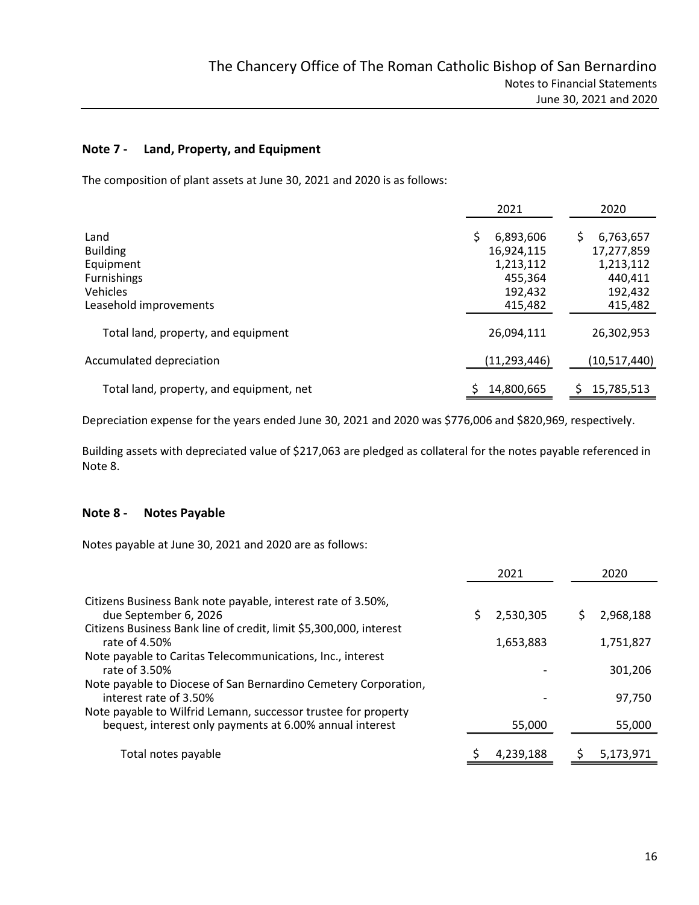## Note 7 - Land, Property, and Equipment

The composition of plant assets at June 30, 2021 and 2020 is as follows:

| | 2021 | 2020 |
|---|---|---|
| Land | $ 6,893,606 | $ 6,763,657 |
| Building | 16,924,115 | 17,277,859 |
| Equipment | 1,213,112 | 1,213,112 |
| Furnishings | 455,364 | 440,411 |
| Vehicles | 192,432 | 192,432 |
| Leasehold improvements | 415,482 | 415,482 |
| Total land, property, and equipment | 26,094,111 | 26,302,953 |
| Accumulated depreciation | (11,293,446) | (10,517,440) |
| Total land, property, and equipment, net | $ 14,800,665 | $ 15,785,513 |

Depreciation expense for the years ended June 30, 2021 and 2020 was $776,006 and $820,969, respectively.

Building assets with depreciated value of $217,063 are pledged as collateral for the notes payable referenced in Note 8.

## Note 8 - Notes Payable

Notes payable at June 30, 2021 and 2020 are as follows:

| | 2021 | 2020 |
|---|---|---|
| Citizens Business Bank note payable, interest rate of 3.50%, due September 6, 2026 | $ 2,530,305 | $ 2,968,188 |
| Citizens Business Bank line of credit, limit $5,300,000, interest rate of 4.50% | 1,653,883 | 1,751,827 |
| Note payable to Caritas Telecommunications, Inc., interest rate of 3.50% | - | 301,206 |
| Note payable to Diocese of San Bernardino Cemetery Corporation, interest rate of 3.50% | - | 97,750 |
| Note payable to Wilfrid Lemann, successor trustee for property bequest, interest only payments at 6.00% annual interest | 55,000 | 55,000 |
| Total notes payable | $ 4,239,188 | $ 5,173,971 |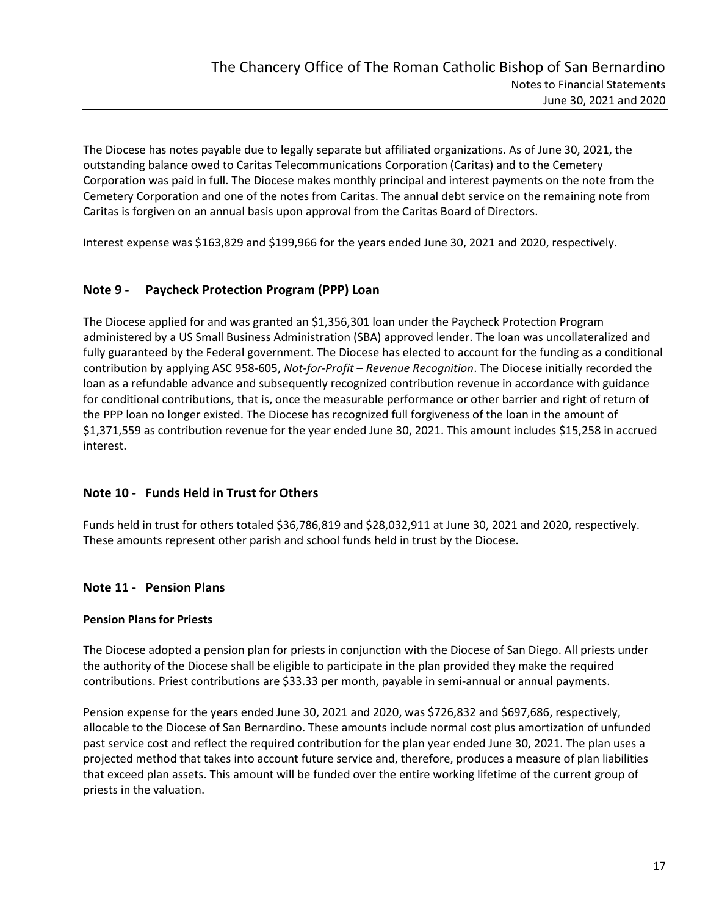The Diocese has notes payable due to legally separate but affiliated organizations. As of June 30, 2021, the outstanding balance owed to Caritas Telecommunications Corporation (Caritas) and to the Cemetery Corporation was paid in full. The Diocese makes monthly principal and interest payments on the note from the Cemetery Corporation and one of the notes from Caritas. The annual debt service on the remaining note from Caritas is forgiven on an annual basis upon approval from the Caritas Board of Directors.

Interest expense was $163,829 and $199,966 for the years ended June 30, 2021 and 2020, respectively.

## Note 9 - Paycheck Protection Program (PPP) Loan

The Diocese applied for and was granted an $1,356,301 loan under the Paycheck Protection Program administered by a US Small Business Administration (SBA) approved lender. The loan was uncollateralized and fully guaranteed by the Federal government. The Diocese has elected to account for the funding as a conditional contribution by applying ASC 958-605, *Not-for-Profit – Revenue Recognition*. The Diocese initially recorded the loan as a refundable advance and subsequently recognized contribution revenue in accordance with guidance for conditional contributions, that is, once the measurable performance or other barrier and right of return of the PPP loan no longer existed. The Diocese has recognized full forgiveness of the loan in the amount of $1,371,559 as contribution revenue for the year ended June 30, 2021. This amount includes $15,258 in accrued interest.

## Note 10 - Funds Held in Trust for Others

Funds held in trust for others totaled $36,786,819 and $28,032,911 at June 30, 2021 and 2020, respectively. These amounts represent other parish and school funds held in trust by the Diocese.

## Note 11 - Pension Plans

### Pension Plans for Priests

The Diocese adopted a pension plan for priests in conjunction with the Diocese of San Diego. All priests under the authority of the Diocese shall be eligible to participate in the plan provided they make the required contributions. Priest contributions are $33.33 per month, payable in semi-annual or annual payments.

Pension expense for the years ended June 30, 2021 and 2020, was $726,832 and $697,686, respectively, allocable to the Diocese of San Bernardino. These amounts include normal cost plus amortization of unfunded past service cost and reflect the required contribution for the plan year ended June 30, 2021. The plan uses a projected method that takes into account future service and, therefore, produces a measure of plan liabilities that exceed plan assets. This amount will be funded over the entire working lifetime of the current group of priests in the valuation.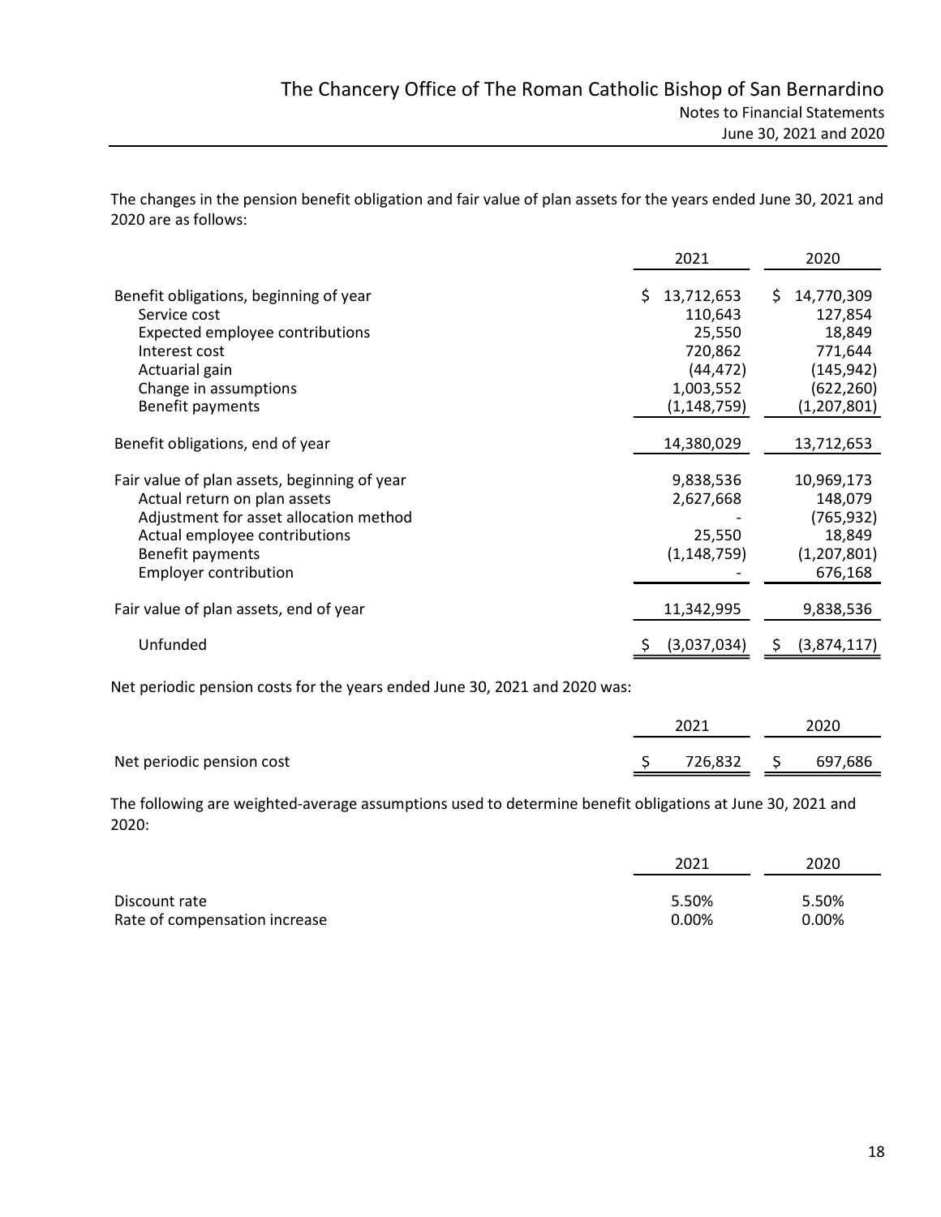The changes in the pension benefit obligation and fair value of plan assets for the years ended June 30, 2021 and 2020 are as follows:

| | 2021 | 2020 |
|---|---|---|
| Benefit obligations, beginning of year | $ 13,712,653 | $ 14,770,309 |
| Service cost | 110,643 | 127,854 |
| Expected employee contributions | 25,550 | 18,849 |
| Interest cost | 720,862 | 771,644 |
| Actuarial gain | (44,472) | (145,942) |
| Change in assumptions | 1,003,552 | (622,260) |
| Benefit payments | (1,148,759) | (1,207,801) |
| Benefit obligations, end of year | 14,380,029 | 13,712,653 |
| Fair value of plan assets, beginning of year | 9,838,536 | 10,969,173 |
| Actual return on plan assets | 2,627,668 | 148,079 |
| Adjustment for asset allocation method | - | (765,932) |
| Actual employee contributions | 25,550 | 18,849 |
| Benefit payments | (1,148,759) | (1,207,801) |
| Employer contribution | - | 676,168 |
| Fair value of plan assets, end of year | 11,342,995 | 9,838,536 |
| Unfunded | $ (3,037,034) | $ (3,874,117) |

Net periodic pension costs for the years ended June 30, 2021 and 2020 was:

| | 2021 | 2020 |
|---|---|---|
| Net periodic pension cost | $ 726,832 | $ 697,686 |

The following are weighted-average assumptions used to determine benefit obligations at June 30, 2021 and 2020:

| | 2021 | 2020 |
|---|---|---|
| Discount rate | 5.50% | 5.50% |
| Rate of compensation increase | 0.00% | 0.00% |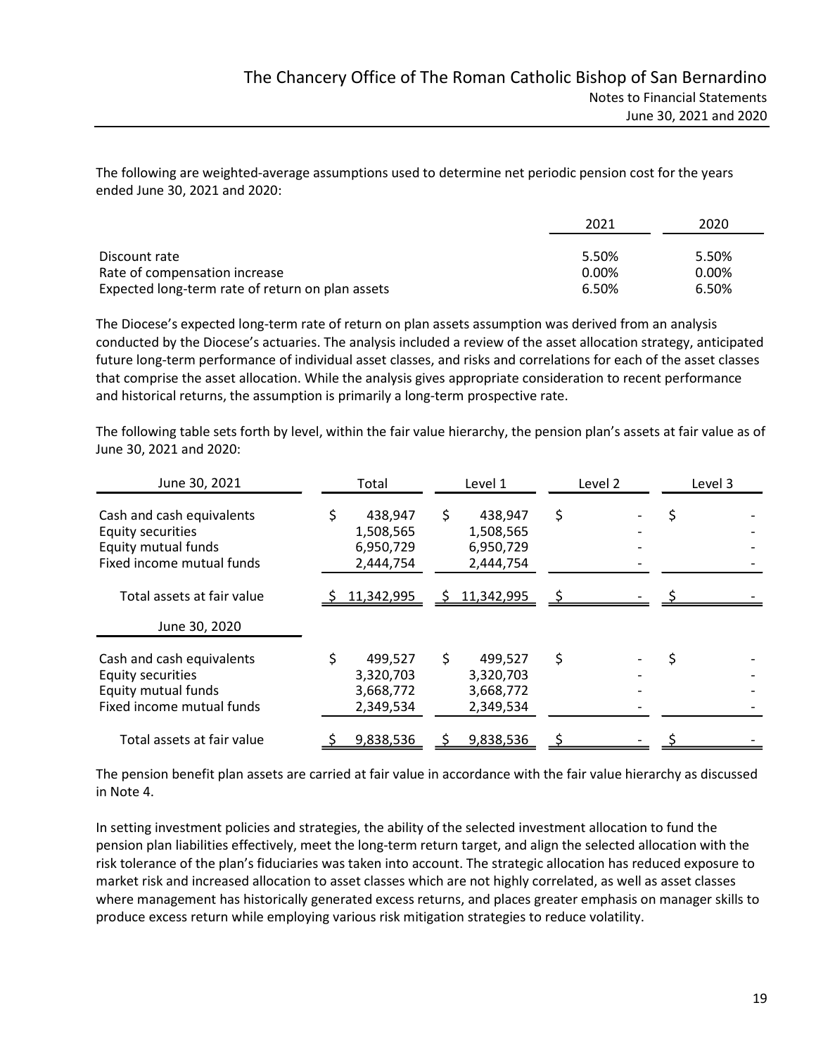The following are weighted-average assumptions used to determine net periodic pension cost for the years ended June 30, 2021 and 2020:

| | 2021 | 2020 |
|---|---|---|
| Discount rate | 5.50% | 5.50% |
| Rate of compensation increase | 0.00% | 0.00% |
| Expected long-term rate of return on plan assets | 6.50% | 6.50% |

The Diocese's expected long-term rate of return on plan assets assumption was derived from an analysis conducted by the Diocese's actuaries. The analysis included a review of the asset allocation strategy, anticipated future long-term performance of individual asset classes, and risks and correlations for each of the asset classes that comprise the asset allocation. While the analysis gives appropriate consideration to recent performance and historical returns, the assumption is primarily a long-term prospective rate.

The following table sets forth by level, within the fair value hierarchy, the pension plan's assets at fair value as of June 30, 2021 and 2020:

| June 30, 2021 | Total | Level 1 | Level 2 | Level 3 |
|---|---|---|---|---|
| Cash and cash equivalents | $ 438,947 | $ 438,947 | $ - | $ - |
| Equity securities | 1,508,565 | 1,508,565 | - | - |
| Equity mutual funds | 6,950,729 | 6,950,729 | - | - |
| Fixed income mutual funds | 2,444,754 | 2,444,754 | - | - |
| Total assets at fair value | $ 11,342,995 | $ 11,342,995 | $ - | $ - |
| **June 30, 2020** | | | | |
| Cash and cash equivalents | $ 499,527 | $ 499,527 | $ - | $ - |
| Equity securities | 3,320,703 | 3,320,703 | - | - |
| Equity mutual funds | 3,668,772 | 3,668,772 | - | - |
| Fixed income mutual funds | 2,349,534 | 2,349,534 | - | - |
| Total assets at fair value | $ 9,838,536 | $ 9,838,536 | $ - | $ - |

The pension benefit plan assets are carried at fair value in accordance with the fair value hierarchy as discussed in Note 4.

In setting investment policies and strategies, the ability of the selected investment allocation to fund the pension plan liabilities effectively, meet the long-term return target, and align the selected allocation with the risk tolerance of the plan's fiduciaries was taken into account. The strategic allocation has reduced exposure to market risk and increased allocation to asset classes which are not highly correlated, as well as asset classes where management has historically generated excess returns, and places greater emphasis on manager skills to produce excess return while employing various risk mitigation strategies to reduce volatility.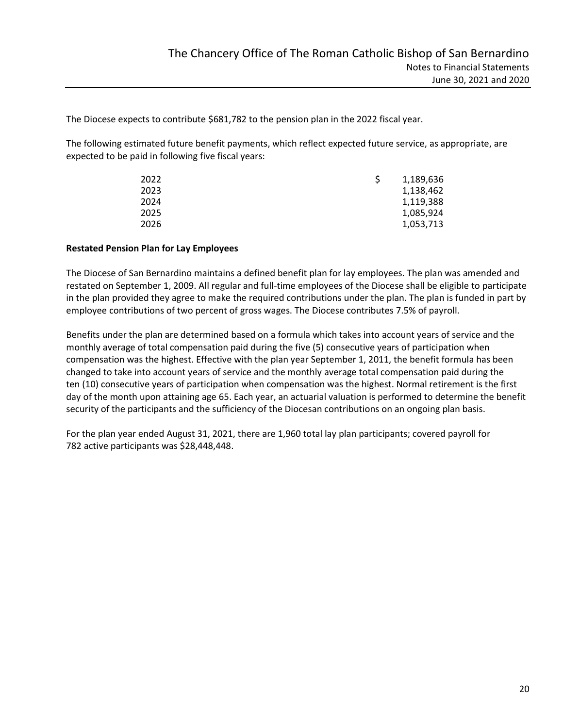The Diocese expects to contribute $681,782 to the pension plan in the 2022 fiscal year.

The following estimated future benefit payments, which reflect expected future service, as appropriate, are expected to be paid in following five fiscal years:

| | |
|---|---|
| 2022 | $ 1,189,636 |
| 2023 | 1,138,462 |
| 2024 | 1,119,388 |
| 2025 | 1,085,924 |
| 2026 | 1,053,713 |

**Restated Pension Plan for Lay Employees**

The Diocese of San Bernardino maintains a defined benefit plan for lay employees. The plan was amended and restated on September 1, 2009. All regular and full-time employees of the Diocese shall be eligible to participate in the plan provided they agree to make the required contributions under the plan. The plan is funded in part by employee contributions of two percent of gross wages. The Diocese contributes 7.5% of payroll.

Benefits under the plan are determined based on a formula which takes into account years of service and the monthly average of total compensation paid during the five (5) consecutive years of participation when compensation was the highest. Effective with the plan year September 1, 2011, the benefit formula has been changed to take into account years of service and the monthly average total compensation paid during the ten (10) consecutive years of participation when compensation was the highest. Normal retirement is the first day of the month upon attaining age 65. Each year, an actuarial valuation is performed to determine the benefit security of the participants and the sufficiency of the Diocesan contributions on an ongoing plan basis.

For the plan year ended August 31, 2021, there are 1,960 total lay plan participants; covered payroll for 782 active participants was $28,448,448.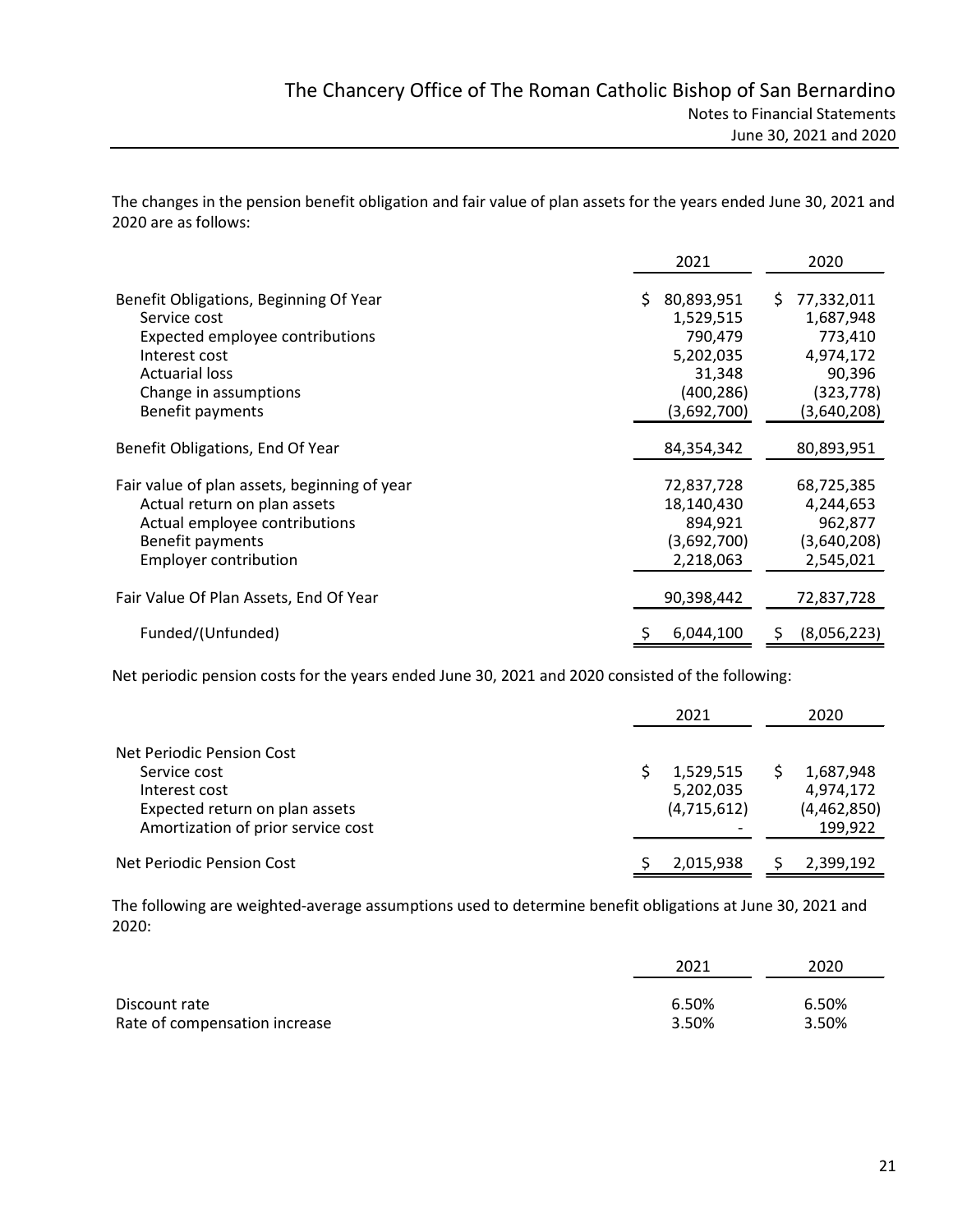The changes in the pension benefit obligation and fair value of plan assets for the years ended June 30, 2021 and 2020 are as follows:

| | 2021 | 2020 |
|---|---|---|
| Benefit Obligations, Beginning Of Year | $ 80,893,951 | $ 77,332,011 |
| Service cost | 1,529,515 | 1,687,948 |
| Expected employee contributions | 790,479 | 773,410 |
| Interest cost | 5,202,035 | 4,974,172 |
| Actuarial loss | 31,348 | 90,396 |
| Change in assumptions | (400,286) | (323,778) |
| Benefit payments | (3,692,700) | (3,640,208) |
| Benefit Obligations, End Of Year | 84,354,342 | 80,893,951 |
| Fair value of plan assets, beginning of year | 72,837,728 | 68,725,385 |
| Actual return on plan assets | 18,140,430 | 4,244,653 |
| Actual employee contributions | 894,921 | 962,877 |
| Benefit payments | (3,692,700) | (3,640,208) |
| Employer contribution | 2,218,063 | 2,545,021 |
| Fair Value Of Plan Assets, End Of Year | 90,398,442 | 72,837,728 |
| Funded/(Unfunded) | $ 6,044,100 | $ (8,056,223) |

Net periodic pension costs for the years ended June 30, 2021 and 2020 consisted of the following:

| | 2021 | 2020 |
|---|---|---|
| Net Periodic Pension Cost | | |
| Service cost | $ 1,529,515 | $ 1,687,948 |
| Interest cost | 5,202,035 | 4,974,172 |
| Expected return on plan assets | (4,715,612) | (4,462,850) |
| Amortization of prior service cost | - | 199,922 |
| Net Periodic Pension Cost | $ 2,015,938 | $ 2,399,192 |

The following are weighted-average assumptions used to determine benefit obligations at June 30, 2021 and 2020:

| | 2021 | 2020 |
|---|---|---|
| Discount rate | 6.50% | 6.50% |
| Rate of compensation increase | 3.50% | 3.50% |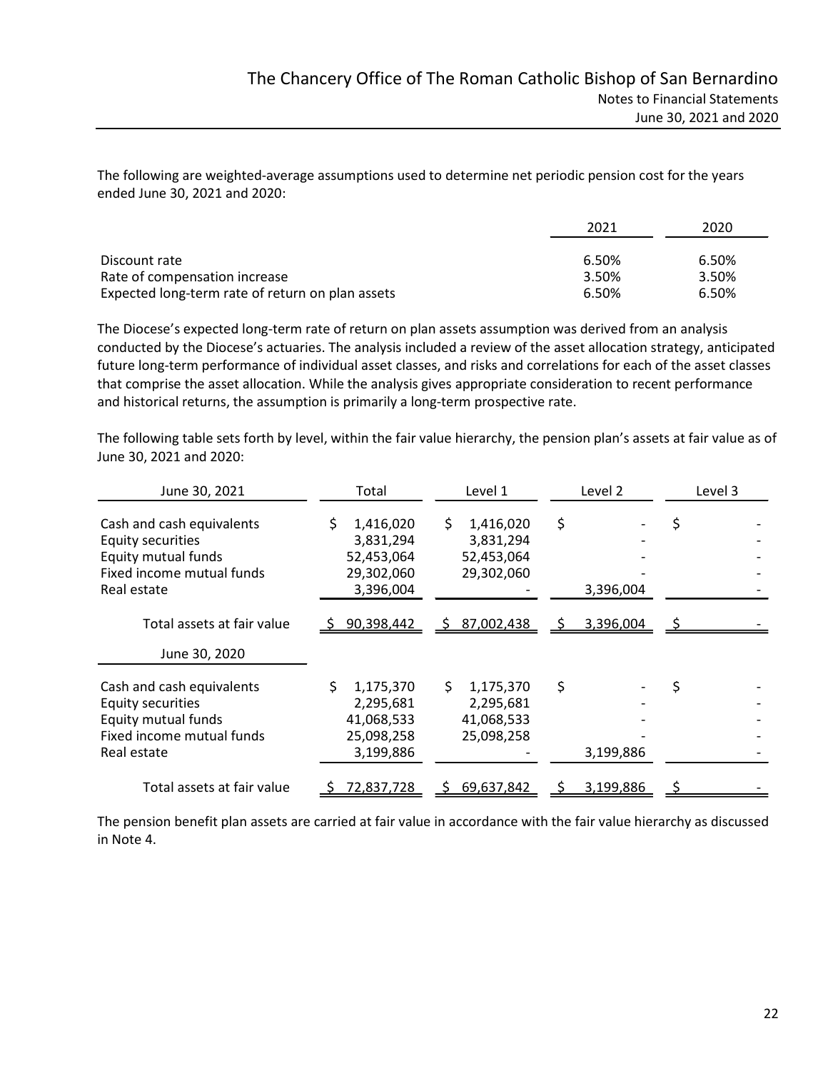The following are weighted-average assumptions used to determine net periodic pension cost for the years ended June 30, 2021 and 2020:

| | 2021 | 2020 |
|---|---|---|
| Discount rate | 6.50% | 6.50% |
| Rate of compensation increase | 3.50% | 3.50% |
| Expected long-term rate of return on plan assets | 6.50% | 6.50% |

The Diocese's expected long-term rate of return on plan assets assumption was derived from an analysis conducted by the Diocese's actuaries. The analysis included a review of the asset allocation strategy, anticipated future long-term performance of individual asset classes, and risks and correlations for each of the asset classes that comprise the asset allocation. While the analysis gives appropriate consideration to recent performance and historical returns, the assumption is primarily a long-term prospective rate.

The following table sets forth by level, within the fair value hierarchy, the pension plan's assets at fair value as of June 30, 2021 and 2020:

| June 30, 2021 | Total | Level 1 | Level 2 | Level 3 |
|---|---|---|---|---|
| Cash and cash equivalents | $ 1,416,020 | $ 1,416,020 | $ - | $ - |
| Equity securities | 3,831,294 | 3,831,294 | - | - |
| Equity mutual funds | 52,453,064 | 52,453,064 | - | - |
| Fixed income mutual funds | 29,302,060 | 29,302,060 | - | - |
| Real estate | 3,396,004 | - | 3,396,004 | - |
| Total assets at fair value | $ 90,398,442 | $ 87,002,438 | $ 3,396,004 | $ - |
| **June 30, 2020** | | | | |
| Cash and cash equivalents | $ 1,175,370 | $ 1,175,370 | $ - | $ - |
| Equity securities | 2,295,681 | 2,295,681 | - | - |
| Equity mutual funds | 41,068,533 | 41,068,533 | - | - |
| Fixed income mutual funds | 25,098,258 | 25,098,258 | - | - |
| Real estate | 3,199,886 | - | 3,199,886 | - |
| Total assets at fair value | $ 72,837,728 | $ 69,637,842 | $ 3,199,886 | $ - |

The pension benefit plan assets are carried at fair value in accordance with the fair value hierarchy as discussed in Note 4.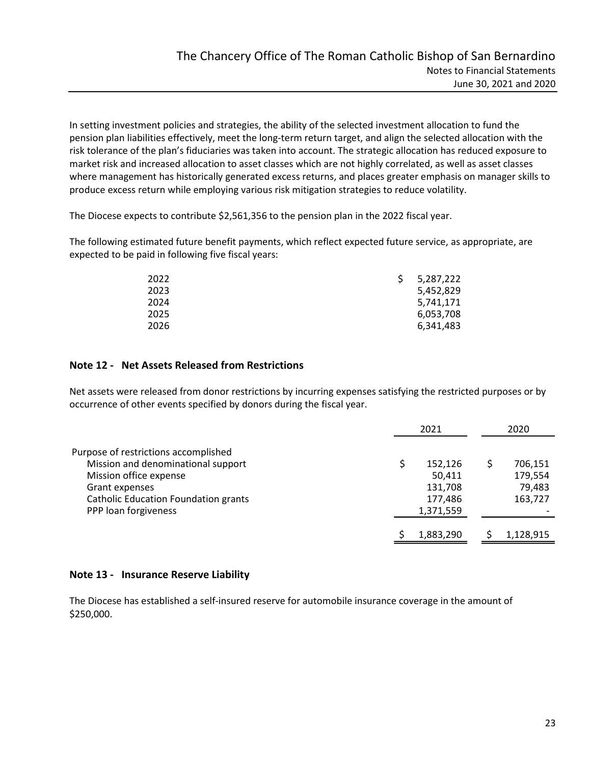In setting investment policies and strategies, the ability of the selected investment allocation to fund the pension plan liabilities effectively, meet the long-term return target, and align the selected allocation with the risk tolerance of the plan's fiduciaries was taken into account. The strategic allocation has reduced exposure to market risk and increased allocation to asset classes which are not highly correlated, as well as asset classes where management has historically generated excess returns, and places greater emphasis on manager skills to produce excess return while employing various risk mitigation strategies to reduce volatility.

The Diocese expects to contribute $2,561,356 to the pension plan in the 2022 fiscal year.

The following estimated future benefit payments, which reflect expected future service, as appropriate, are expected to be paid in following five fiscal years:

| | |
|---|---|
| 2022 | $ 5,287,222 |
| 2023 | 5,452,829 |
| 2024 | 5,741,171 |
| 2025 | 6,053,708 |
| 2026 | 6,341,483 |

## Note 12 - Net Assets Released from Restrictions

Net assets were released from donor restrictions by incurring expenses satisfying the restricted purposes or by occurrence of other events specified by donors during the fiscal year.

| | 2021 | 2020 |
|---|---|---|
| Purpose of restrictions accomplished | | |
| Mission and denominational support | $ 152,126 | $ 706,151 |
| Mission office expense | 50,411 | 179,554 |
| Grant expenses | 131,708 | 79,483 |
| Catholic Education Foundation grants | 177,486 | 163,727 |
| PPP loan forgiveness | 1,371,559 | - |
| | $ 1,883,290 | $ 1,128,915 |

## Note 13 - Insurance Reserve Liability

The Diocese has established a self-insured reserve for automobile insurance coverage in the amount of $250,000.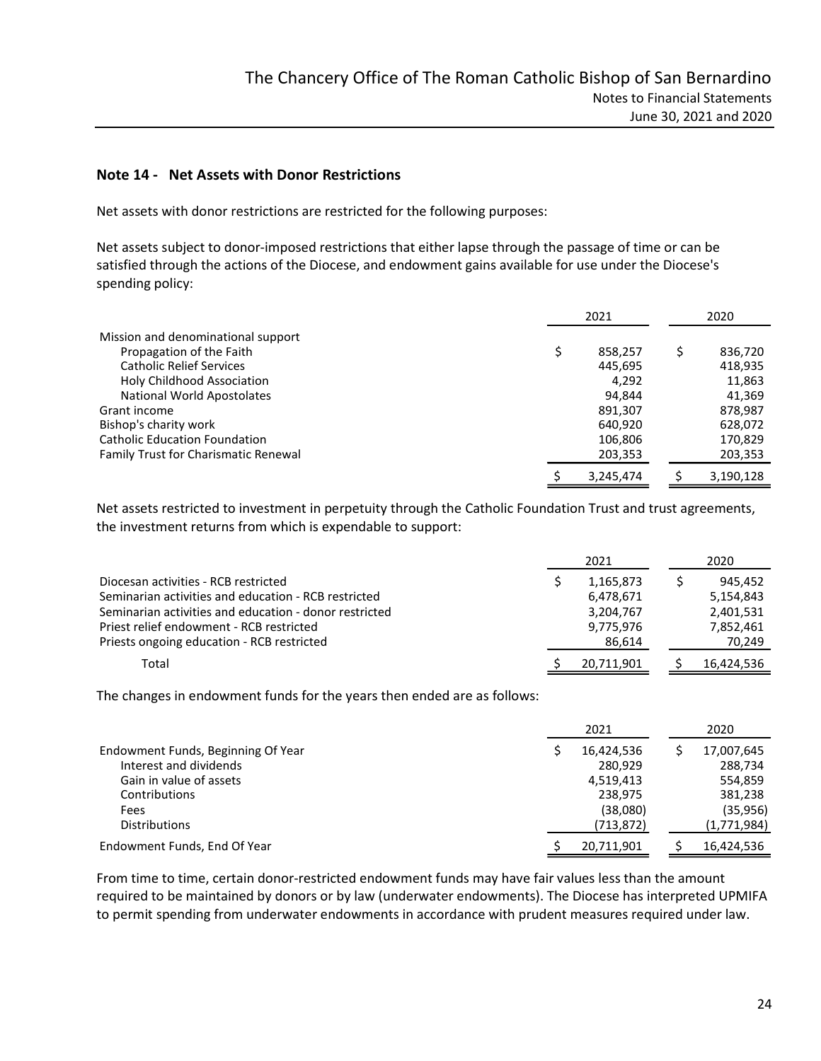## Note 14 - Net Assets with Donor Restrictions

Net assets with donor restrictions are restricted for the following purposes:

Net assets subject to donor-imposed restrictions that either lapse through the passage of time or can be satisfied through the actions of the Diocese, and endowment gains available for use under the Diocese's spending policy:

| | 2021 | 2020 |
|---|---|---|
| Mission and denominational support | | |
| Propagation of the Faith | $ 858,257 | $ 836,720 |
| Catholic Relief Services | 445,695 | 418,935 |
| Holy Childhood Association | 4,292 | 11,863 |
| National World Apostolates | 94,844 | 41,369 |
| Grant income | 891,307 | 878,987 |
| Bishop's charity work | 640,920 | 628,072 |
| Catholic Education Foundation | 106,806 | 170,829 |
| Family Trust for Charismatic Renewal | 203,353 | 203,353 |
| | $ 3,245,474 | $ 3,190,128 |

Net assets restricted to investment in perpetuity through the Catholic Foundation Trust and trust agreements, the investment returns from which is expendable to support:

| | 2021 | 2020 |
|---|---|---|
| Diocesan activities - RCB restricted | $ 1,165,873 | $ 945,452 |
| Seminarian activities and education - RCB restricted | 6,478,671 | 5,154,843 |
| Seminarian activities and education - donor restricted | 3,204,767 | 2,401,531 |
| Priest relief endowment - RCB restricted | 9,775,976 | 7,852,461 |
| Priests ongoing education - RCB restricted | 86,614 | 70,249 |
| Total | $ 20,711,901 | $ 16,424,536 |

The changes in endowment funds for the years then ended are as follows:

| | 2021 | 2020 |
|---|---|---|
| Endowment Funds, Beginning Of Year | $ 16,424,536 | $ 17,007,645 |
| Interest and dividends | 280,929 | 288,734 |
| Gain in value of assets | 4,519,413 | 554,859 |
| Contributions | 238,975 | 381,238 |
| Fees | (38,080) | (35,956) |
| Distributions | (713,872) | (1,771,984) |
| Endowment Funds, End Of Year | $ 20,711,901 | $ 16,424,536 |

From time to time, certain donor-restricted endowment funds may have fair values less than the amount required to be maintained by donors or by law (underwater endowments). The Diocese has interpreted UPMIFA to permit spending from underwater endowments in accordance with prudent measures required under law.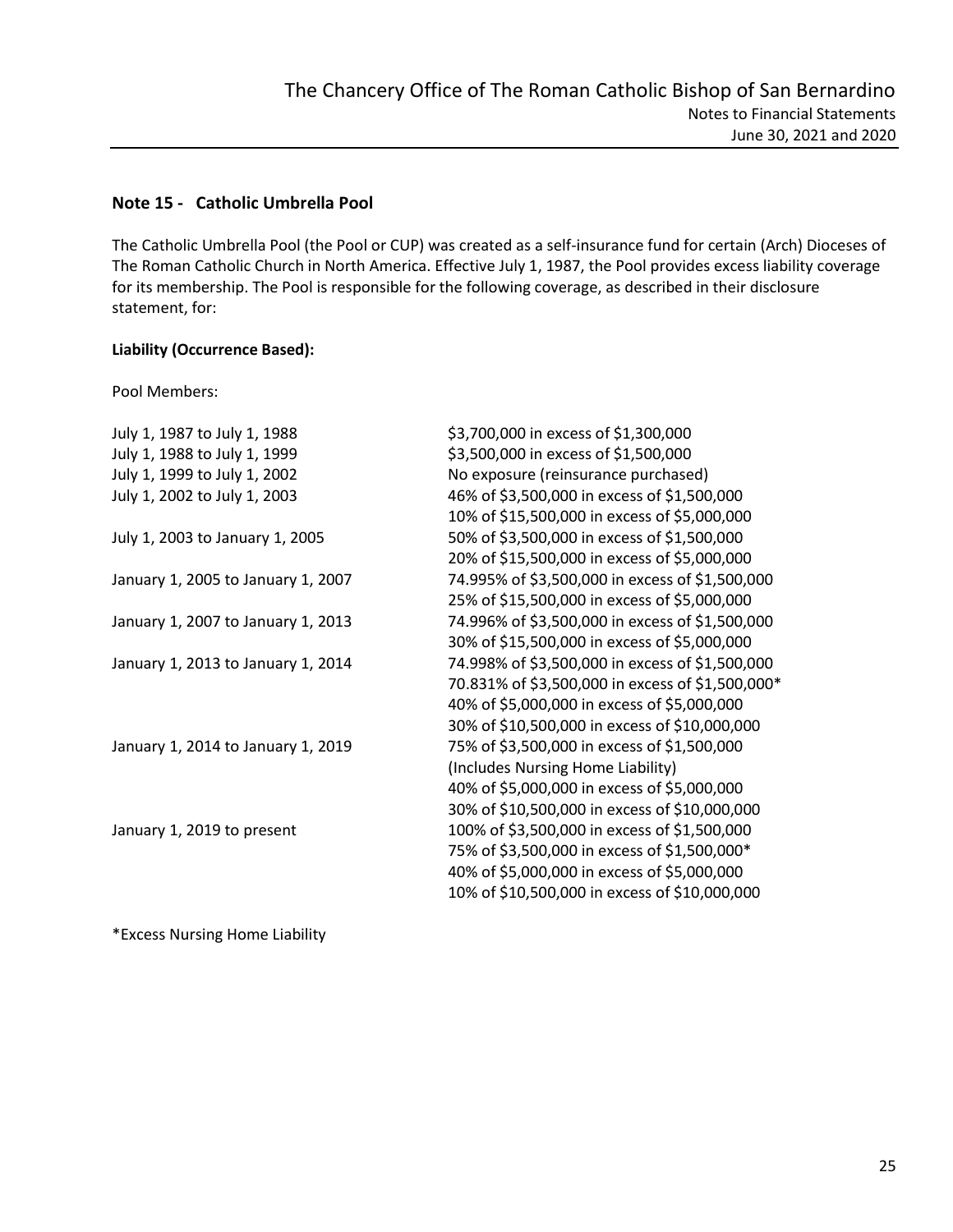## Note 15 - Catholic Umbrella Pool

The Catholic Umbrella Pool (the Pool or CUP) was created as a self-insurance fund for certain (Arch) Dioceses of The Roman Catholic Church in North America. Effective July 1, 1987, the Pool provides excess liability coverage for its membership. The Pool is responsible for the following coverage, as described in their disclosure statement, for:

**Liability (Occurrence Based):**

Pool Members:

| | |
|---|---|
| July 1, 1987 to July 1, 1988 | $3,700,000 in excess of $1,300,000 |
| July 1, 1988 to July 1, 1999 | $3,500,000 in excess of $1,500,000 |
| July 1, 1999 to July 1, 2002 | No exposure (reinsurance purchased) |
| July 1, 2002 to July 1, 2003 | 46% of $3,500,000 in excess of $1,500,000 |
| | 10% of $15,500,000 in excess of $5,000,000 |
| July 1, 2003 to January 1, 2005 | 50% of $3,500,000 in excess of $1,500,000 |
| | 20% of $15,500,000 in excess of $5,000,000 |
| January 1, 2005 to January 1, 2007 | 74.995% of $3,500,000 in excess of $1,500,000 |
| | 25% of $15,500,000 in excess of $5,000,000 |
| January 1, 2007 to January 1, 2013 | 74.996% of $3,500,000 in excess of $1,500,000 |
| | 30% of $15,500,000 in excess of $5,000,000 |
| January 1, 2013 to January 1, 2014 | 74.998% of $3,500,000 in excess of $1,500,000 |
| | 70.831% of $3,500,000 in excess of $1,500,000* |
| | 40% of $5,000,000 in excess of $5,000,000 |
| | 30% of $10,500,000 in excess of $10,000,000 |
| January 1, 2014 to January 1, 2019 | 75% of $3,500,000 in excess of $1,500,000 |
| | (Includes Nursing Home Liability) |
| | 40% of $5,000,000 in excess of $5,000,000 |
| | 30% of $10,500,000 in excess of $10,000,000 |
| January 1, 2019 to present | 100% of $3,500,000 in excess of $1,500,000 |
| | 75% of $3,500,000 in excess of $1,500,000* |
| | 40% of $5,000,000 in excess of $5,000,000 |
| | 10% of $10,500,000 in excess of $10,000,000 |

*Excess Nursing Home Liability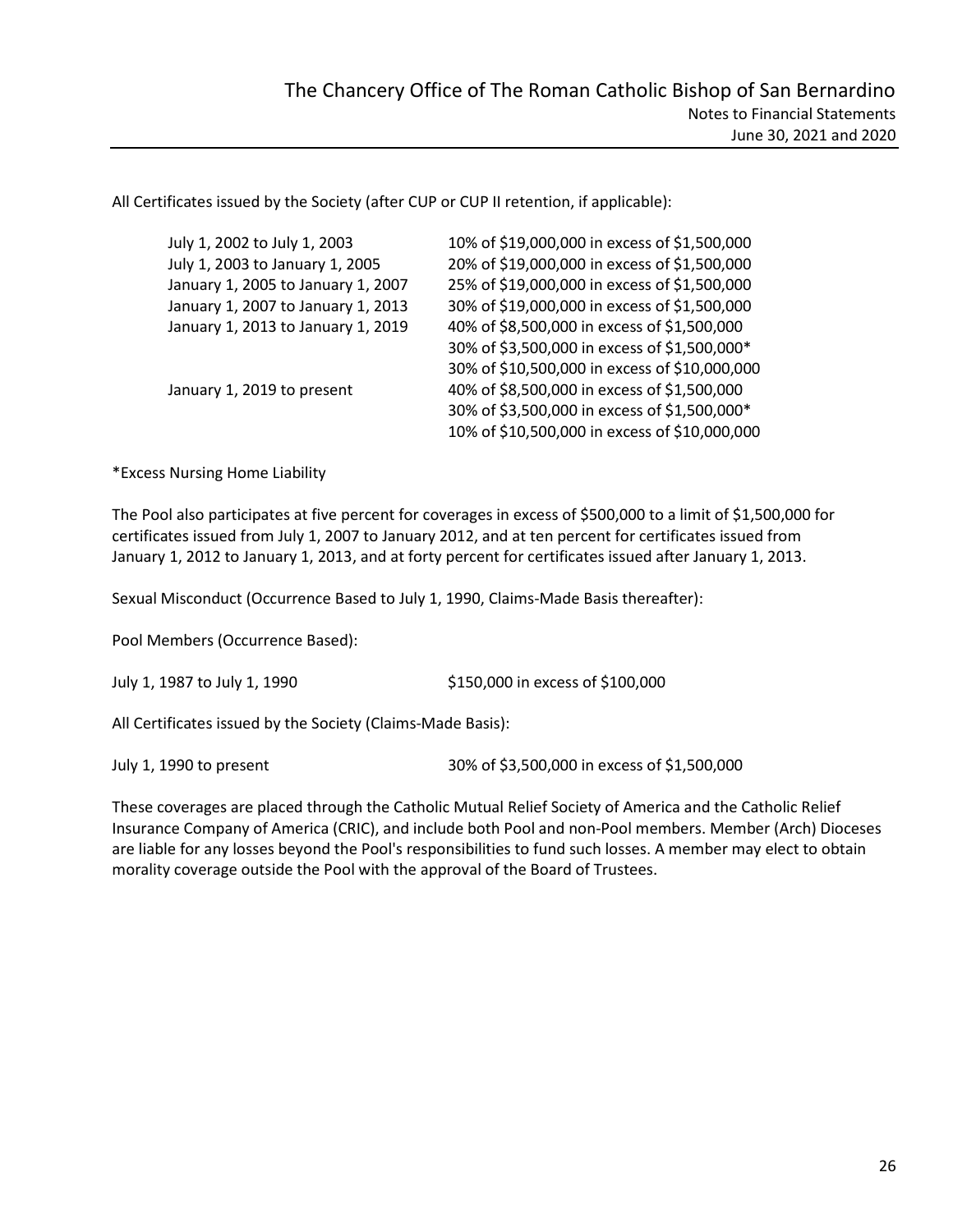All Certificates issued by the Society (after CUP or CUP II retention, if applicable):

| | |
|---|---|
| July 1, 2002 to July 1, 2003 | 10% of $19,000,000 in excess of $1,500,000 |
| July 1, 2003 to January 1, 2005 | 20% of $19,000,000 in excess of $1,500,000 |
| January 1, 2005 to January 1, 2007 | 25% of $19,000,000 in excess of $1,500,000 |
| January 1, 2007 to January 1, 2013 | 30% of $19,000,000 in excess of $1,500,000 |
| January 1, 2013 to January 1, 2019 | 40% of $8,500,000 in excess of $1,500,000 |
| | 30% of $3,500,000 in excess of $1,500,000* |
| | 30% of $10,500,000 in excess of $10,000,000 |
| January 1, 2019 to present | 40% of $8,500,000 in excess of $1,500,000 |
| | 30% of $3,500,000 in excess of $1,500,000* |
| | 10% of $10,500,000 in excess of $10,000,000 |

*Excess Nursing Home Liability

The Pool also participates at five percent for coverages in excess of $500,000 to a limit of $1,500,000 for certificates issued from July 1, 2007 to January 2012, and at ten percent for certificates issued from January 1, 2012 to January 1, 2013, and at forty percent for certificates issued after January 1, 2013.

Sexual Misconduct (Occurrence Based to July 1, 1990, Claims-Made Basis thereafter):

Pool Members (Occurrence Based):

| | |
|---|---|
| July 1, 1987 to July 1, 1990 | $150,000 in excess of $100,000 |

All Certificates issued by the Society (Claims-Made Basis):

| | |
|---|---|
| July 1, 1990 to present | 30% of $3,500,000 in excess of $1,500,000 |

These coverages are placed through the Catholic Mutual Relief Society of America and the Catholic Relief Insurance Company of America (CRIC), and include both Pool and non-Pool members. Member (Arch) Dioceses are liable for any losses beyond the Pool's responsibilities to fund such losses. A member may elect to obtain morality coverage outside the Pool with the approval of the Board of Trustees.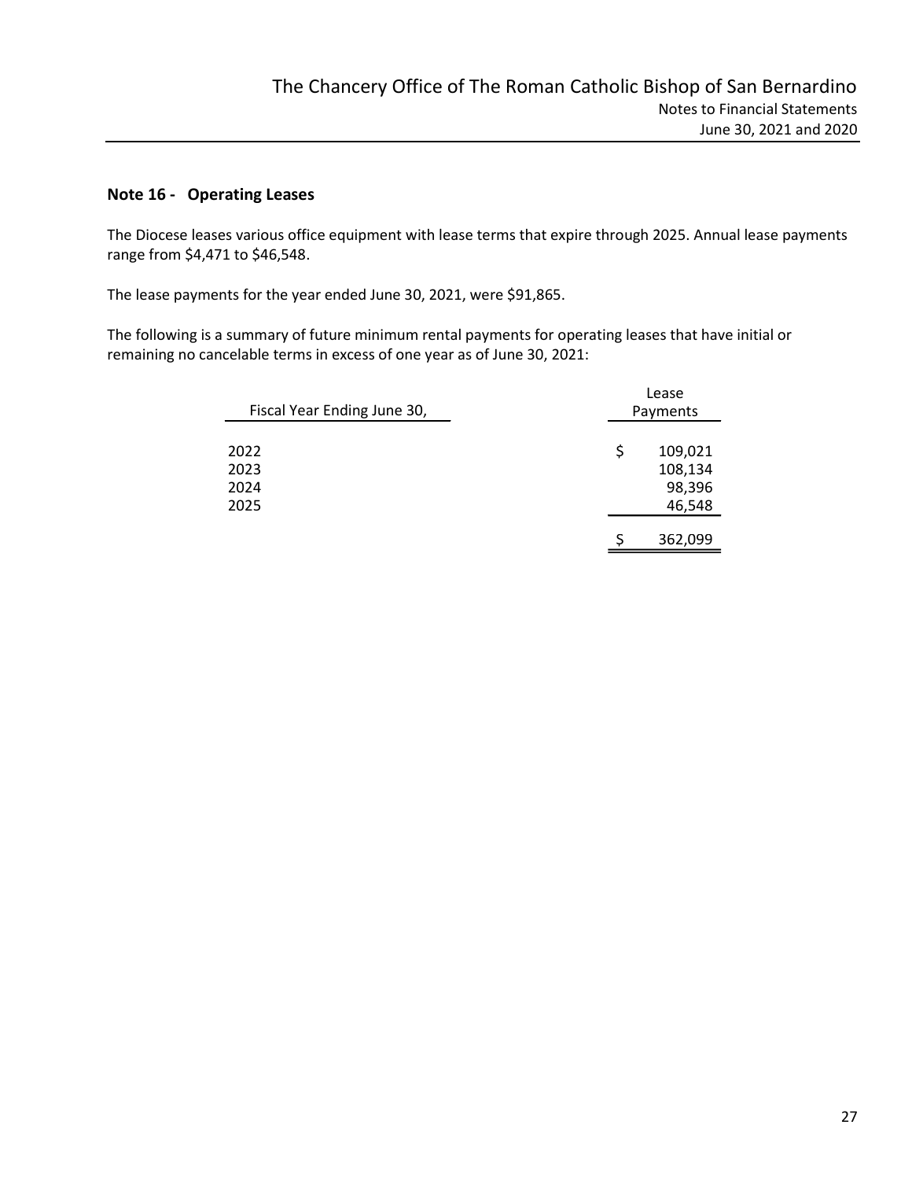## Note 16 - Operating Leases

The Diocese leases various office equipment with lease terms that expire through 2025. Annual lease payments range from $4,471 to $46,548.

The lease payments for the year ended June 30, 2021, were $91,865.

The following is a summary of future minimum rental payments for operating leases that have initial or remaining no cancelable terms in excess of one year as of June 30, 2021:

| Fiscal Year Ending June 30, | Lease Payments |
|---|---|
| 2022 | $ 109,021 |
| 2023 | 108,134 |
| 2024 | 98,396 |
| 2025 | 46,548 |
| | $ 362,099 |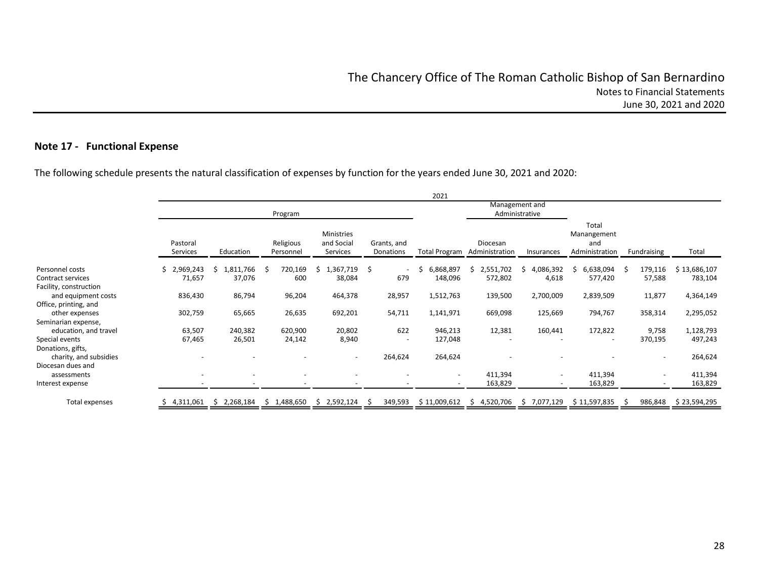## Note 17 - Functional Expense

The following schedule presents the natural classification of expenses by function for the years ended June 30, 2021 and 2020:

| | 2021 | | | | | | | | | | |
|---|---|---|---|---|---|---|---|---|---|---|---|
| | Program | | | | | | Management and Administrative | | | | |
| | Pastoral Services | Education | Religious Personnel | Ministries and Social Services | Grants, and Donations | Total Program | Diocesan Administration | Insurances | Total Manangement and Administration | Fundraising | Total |
| Personnel costs | $ 2,969,243 | $ 1,811,766 | $ 720,169 | $ 1,367,719 | $ - | $ 6,868,897 | $ 2,551,702 | $ 4,086,392 | $ 6,638,094 | $ 179,116 | $ 13,686,107 |
| Contract services | 71,657 | 37,076 | 600 | 38,084 | 679 | 148,096 | 572,802 | 4,618 | 577,420 | 57,588 | 783,104 |
| Facility, construction and equipment costs | 836,430 | 86,794 | 96,204 | 464,378 | 28,957 | 1,512,763 | 139,500 | 2,700,009 | 2,839,509 | 11,877 | 4,364,149 |
| Office, printing, and other expenses | 302,759 | 65,665 | 26,635 | 692,201 | 54,711 | 1,141,971 | 669,098 | 125,669 | 794,767 | 358,314 | 2,295,052 |
| Seminarian expense, education, and travel | 63,507 | 240,382 | 620,900 | 20,802 | 622 | 946,213 | 12,381 | 160,441 | 172,822 | 9,758 | 1,128,793 |
| Special events | 67,465 | 26,501 | 24,142 | 8,940 | - | 127,048 | - | - | - | 370,195 | 497,243 |
| Donations, gifts, charity, and subsidies | - | - | - | - | 264,624 | 264,624 | - | - | - | - | 264,624 |
| Diocesan dues and assessments | - | - | - | - | - | - | 411,394 | - | 411,394 | - | 411,394 |
| Interest expense | - | - | - | - | - | - | 163,829 | - | 163,829 | - | 163,829 |
| Total expenses | $ 4,311,061 | $ 2,268,184 | $ 1,488,650 | $ 2,592,124 | $ 349,593 | $ 11,009,612 | $ 4,520,706 | $ 7,077,129 | $ 11,597,835 | $ 986,848 | $ 23,594,295 |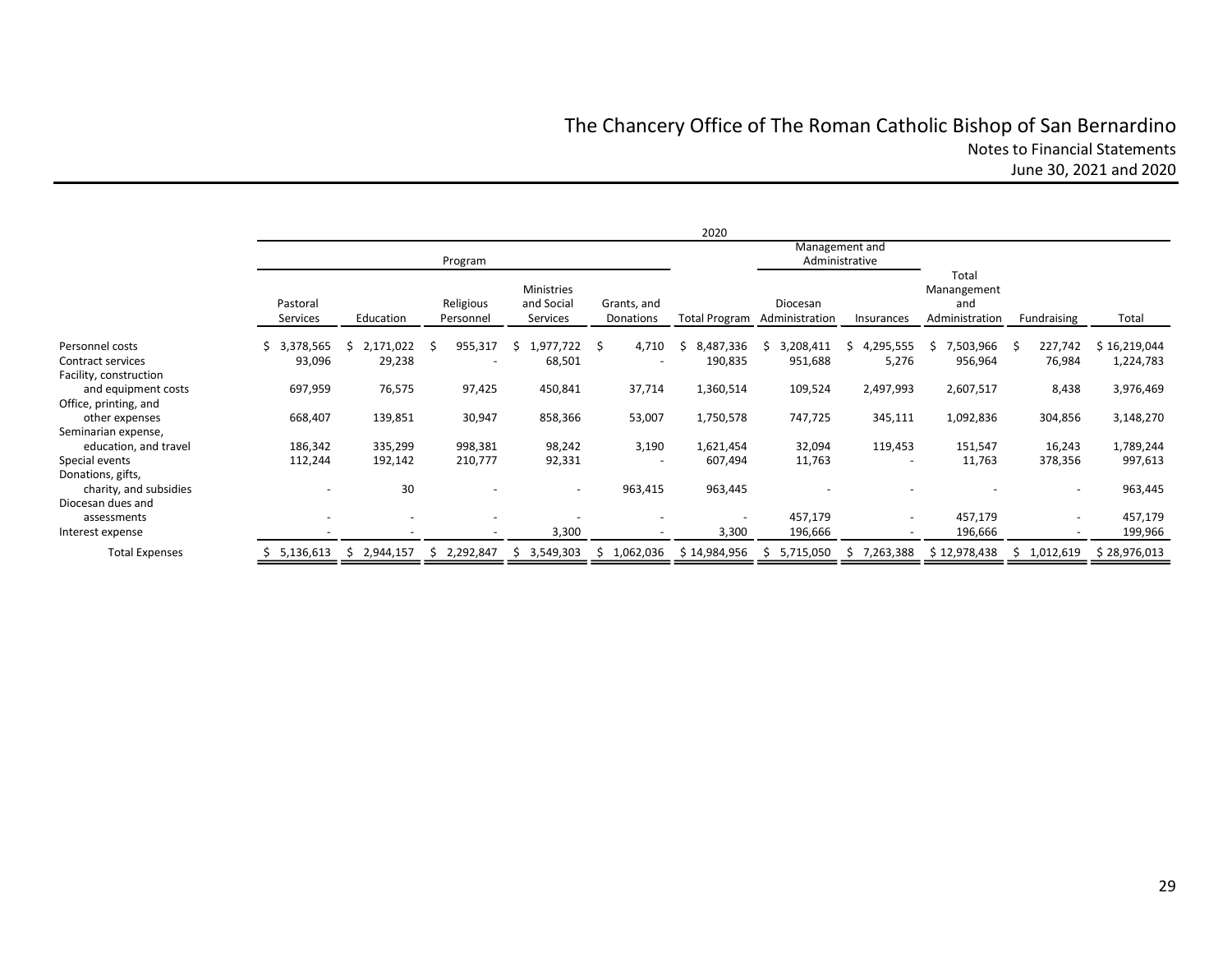|  | 2020 | | | | | | | | | | |
|---|---|---|---|---|---|---|---|---|---|---|---|
|  | Program | | | | | | Management and Administrative | | | | |
|  | Pastoral Services | Education | Religious Personnel | Ministries and Social Services | Grants, and Donations | Total Program | Diocesan Administration | Insurances | Total Manangement and Administration | Fundraising | Total |
| Personnel costs | $ 3,378,565 | $ 2,171,022 | $ 955,317 | $ 1,977,722 | $ 4,710 | $ 8,487,336 | $ 3,208,411 | $ 4,295,555 | $ 7,503,966 | $ 227,742 | $ 16,219,044 |
| Contract services | 93,096 | 29,238 | - | 68,501 | - | 190,835 | 951,688 | 5,276 | 956,964 | 76,984 | 1,224,783 |
| Facility, construction and equipment costs | 697,959 | 76,575 | 97,425 | 450,841 | 37,714 | 1,360,514 | 109,524 | 2,497,993 | 2,607,517 | 8,438 | 3,976,469 |
| Office, printing, and other expenses | 668,407 | 139,851 | 30,947 | 858,366 | 53,007 | 1,750,578 | 747,725 | 345,111 | 1,092,836 | 304,856 | 3,148,270 |
| Seminarian expense, education, and travel | 186,342 | 335,299 | 998,381 | 98,242 | 3,190 | 1,621,454 | 32,094 | 119,453 | 151,547 | 16,243 | 1,789,244 |
| Special events | 112,244 | 192,142 | 210,777 | 92,331 | - | 607,494 | 11,763 | - | 11,763 | 378,356 | 997,613 |
| Donations, gifts, charity, and subsidies | - | 30 | - | - | 963,415 | 963,445 | - | - | - | - | 963,445 |
| Diocesan dues and assessments | - | - | - | - | - | - | 457,179 | - | 457,179 | - | 457,179 |
| Interest expense | - | - | - | 3,300 | - | 3,300 | 196,666 | - | 196,666 | - | 199,966 |
| Total Expenses | $ 5,136,613 | $ 2,944,157 | $ 2,292,847 | $ 3,549,303 | $ 1,062,036 | $ 14,984,956 | $ 5,715,050 | $ 7,263,388 | $ 12,978,438 | $ 1,012,619 | $ 28,976,013 |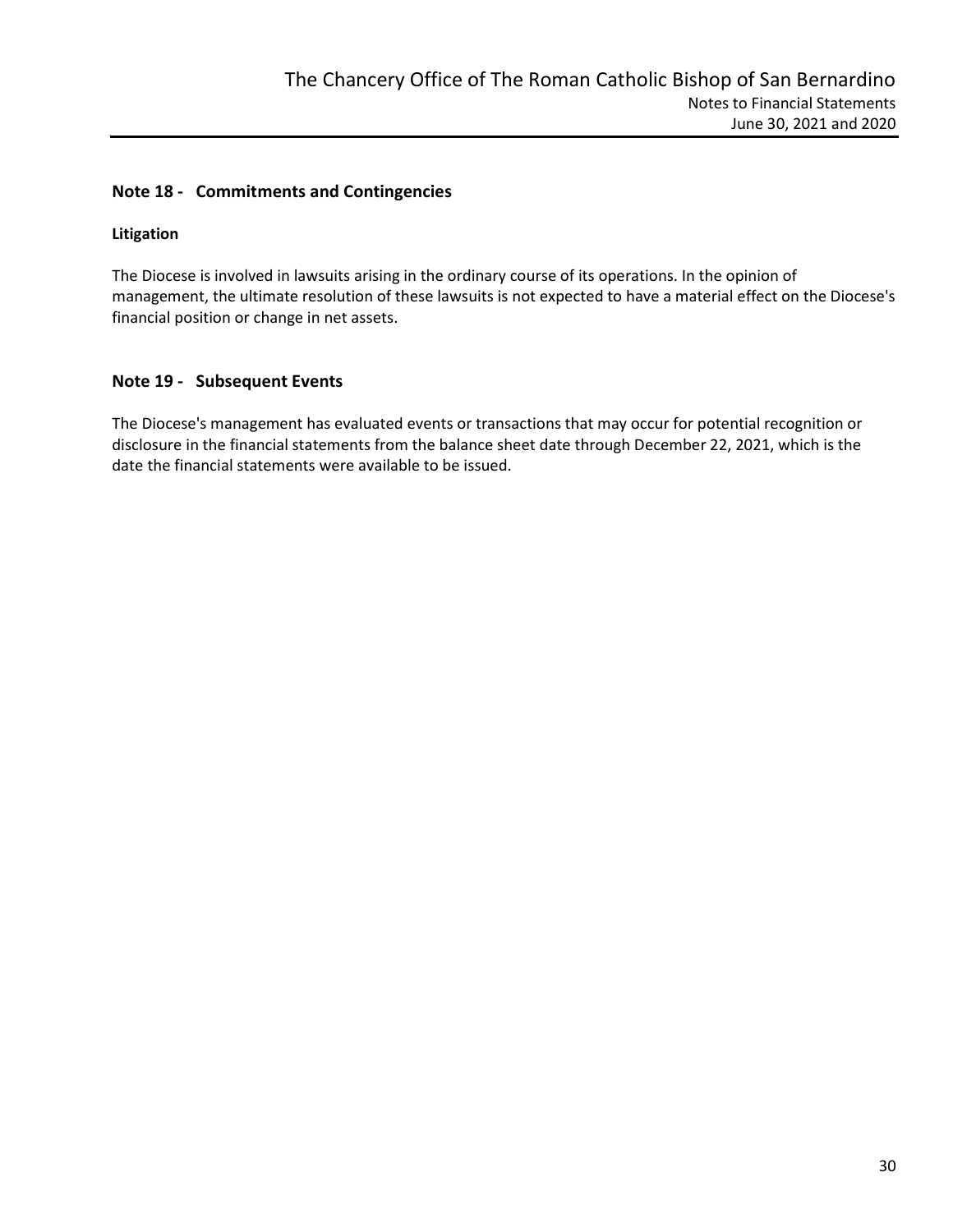## Note 18 - Commitments and Contingencies

### Litigation

The Diocese is involved in lawsuits arising in the ordinary course of its operations. In the opinion of management, the ultimate resolution of these lawsuits is not expected to have a material effect on the Diocese's financial position or change in net assets.

## Note 19 - Subsequent Events

The Diocese's management has evaluated events or transactions that may occur for potential recognition or disclosure in the financial statements from the balance sheet date through December 22, 2021, which is the date the financial statements were available to be issued.